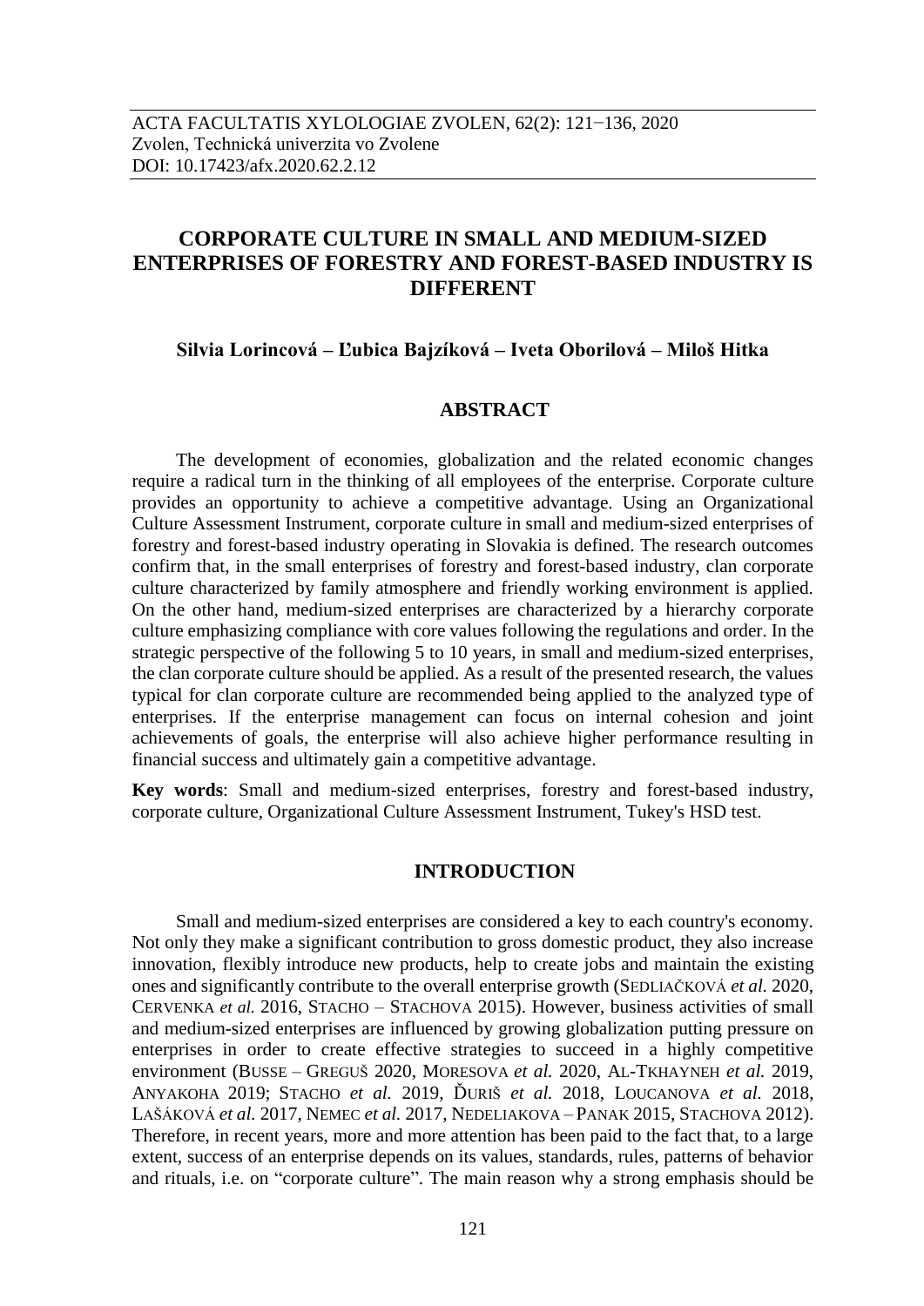ACTA FACULTATIS XYLOLOGIAE ZVOLEN, 62(2): 121−136, 2020
Zvolen, Technická univerzita vo Zvolene
DOI: 10.17423/afx.2020.62.2.12

# CORPORATE CULTURE IN SMALL AND MEDIUM-SIZED ENTERPRISES OF FORESTRY AND FOREST-BASED INDUSTRY IS DIFFERENT

**Silvia Lorincová – Ľubica Bajzíková – Iveta Oborilová – Miloš Hitka**

## ABSTRACT

The development of economies, globalization and the related economic changes require a radical turn in the thinking of all employees of the enterprise. Corporate culture provides an opportunity to achieve a competitive advantage. Using an Organizational Culture Assessment Instrument, corporate culture in small and medium-sized enterprises of forestry and forest-based industry operating in Slovakia is defined. The research outcomes confirm that, in the small enterprises of forestry and forest-based industry, clan corporate culture characterized by family atmosphere and friendly working environment is applied. On the other hand, medium-sized enterprises are characterized by a hierarchy corporate culture emphasizing compliance with core values following the regulations and order. In the strategic perspective of the following 5 to 10 years, in small and medium-sized enterprises, the clan corporate culture should be applied. As a result of the presented research, the values typical for clan corporate culture are recommended being applied to the analyzed type of enterprises. If the enterprise management can focus on internal cohesion and joint achievements of goals, the enterprise will also achieve higher performance resulting in financial success and ultimately gain a competitive advantage.

**Key words**: Small and medium-sized enterprises, forestry and forest-based industry, corporate culture, Organizational Culture Assessment Instrument, Tukey's HSD test.

## INTRODUCTION

Small and medium-sized enterprises are considered a key to each country's economy. Not only they make a significant contribution to gross domestic product, they also increase innovation, flexibly introduce new products, help to create jobs and maintain the existing ones and significantly contribute to the overall enterprise growth (SEDLIAČKOVÁ *et al.* 2020, CERVENKA *et al.* 2016, STACHO – STACHOVA 2015). However, business activities of small and medium-sized enterprises are influenced by growing globalization putting pressure on enterprises in order to create effective strategies to succeed in a highly competitive environment (BUSSE – GREGUŠ 2020, MORESOVA *et al.* 2020, AL-TKHAYNEH *et al.* 2019, ANYAKOHA 2019; STACHO *et al.* 2019, ĎURIŠ *et al.* 2018, LOUCANOVA *et al.* 2018, LAŠÁKOVÁ *et al.* 2017, NEMEC *et al.* 2017, NEDELIAKOVA – PANAK 2015, STACHOVA 2012). Therefore, in recent years, more and more attention has been paid to the fact that, to a large extent, success of an enterprise depends on its values, standards, rules, patterns of behavior and rituals, i.e. on "corporate culture". The main reason why a strong emphasis should be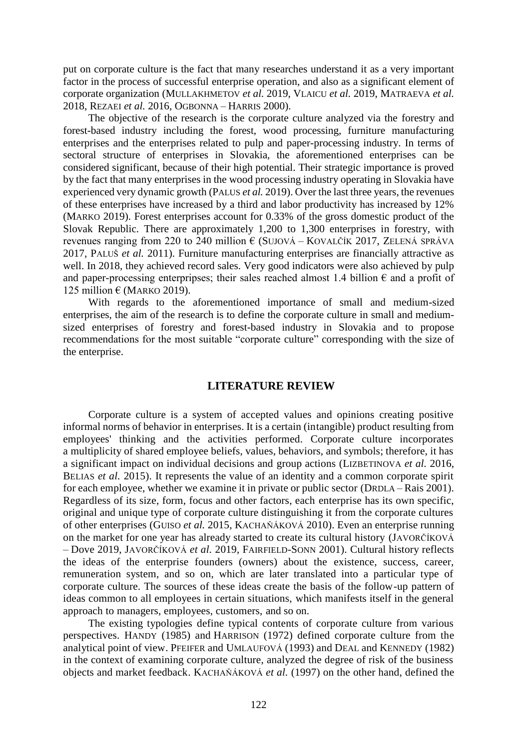put on corporate culture is the fact that many researches understand it as a very important factor in the process of successful enterprise operation, and also as a significant element of corporate organization (MULLAKHMETOV *et al.* 2019, VLAICU *et al.* 2019, MATRAEVA *et al.* 2018, REZAEI *et al.* 2016, OGBONNA – HARRIS 2000).

The objective of the research is the corporate culture analyzed via the forestry and forest-based industry including the forest, wood processing, furniture manufacturing enterprises and the enterprises related to pulp and paper-processing industry. In terms of sectoral structure of enterprises in Slovakia, the aforementioned enterprises can be considered significant, because of their high potential. Their strategic importance is proved by the fact that many enterprises in the wood processing industry operating in Slovakia have experienced very dynamic growth (PALUS *et al.* 2019). Over the last three years, the revenues of these enterprises have increased by a third and labor productivity has increased by 12% (MARKO 2019). Forest enterprises account for 0.33% of the gross domestic product of the Slovak Republic. There are approximately 1,200 to 1,300 enterprises in forestry, with revenues ranging from 220 to 240 million € (SUJOVÁ – KOVALČÍK 2017, ZELENÁ SPRÁVA 2017, PALUŠ *et al.* 2011). Furniture manufacturing enterprises are financially attractive as well. In 2018, they achieved record sales. Very good indicators were also achieved by pulp and paper-processing enterpripses; their sales reached almost 1.4 billion € and a profit of 125 million € (MARKO 2019).

With regards to the aforementioned importance of small and medium-sized enterprises, the aim of the research is to define the corporate culture in small and medium-sized enterprises of forestry and forest-based industry in Slovakia and to propose recommendations for the most suitable "corporate culture" corresponding with the size of the enterprise.

## LITERATURE REVIEW

Corporate culture is a system of accepted values and opinions creating positive informal norms of behavior in enterprises. It is a certain (intangible) product resulting from employees' thinking and the activities performed. Corporate culture incorporates a multiplicity of shared employee beliefs, values, behaviors, and symbols; therefore, it has a significant impact on individual decisions and group actions (LIZBETINOVA *et al.* 2016, BELIAS *et al.* 2015). It represents the value of an identity and a common corporate spirit for each employee, whether we examine it in private or public sector (DRDLA – Rais 2001). Regardless of its size, form, focus and other factors, each enterprise has its own specific, original and unique type of corporate culture distinguishing it from the corporate cultures of other enterprises (GUISO *et al.* 2015, KACHAŇÁKOVÁ 2010). Even an enterprise running on the market for one year has already started to create its cultural history (JAVORČÍKOVÁ – Dove 2019, JAVORČÍKOVÁ *et al.* 2019, FAIRFIELD-SONN 2001). Cultural history reflects the ideas of the enterprise founders (owners) about the existence, success, career, remuneration system, and so on, which are later translated into a particular type of corporate culture. The sources of these ideas create the basis of the follow-up pattern of ideas common to all employees in certain situations, which manifests itself in the general approach to managers, employees, customers, and so on.

The existing typologies define typical contents of corporate culture from various perspectives. HANDY (1985) and HARRISON (1972) defined corporate culture from the analytical point of view. PFEIFER and UMLAUFOVÁ (1993) and DEAL and KENNEDY (1982) in the context of examining corporate culture, analyzed the degree of risk of the business objects and market feedback. KACHAŇÁKOVÁ *et al.* (1997) on the other hand, defined the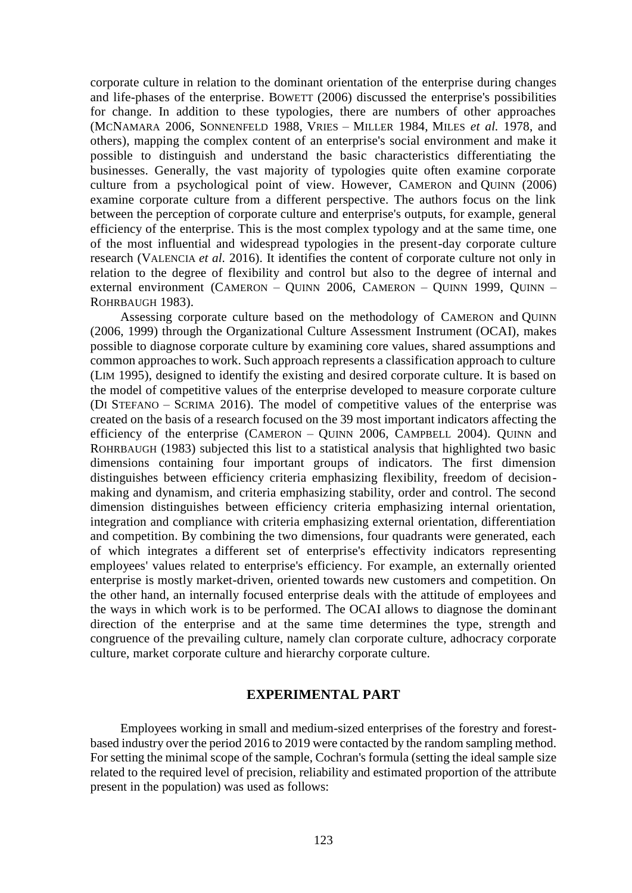corporate culture in relation to the dominant orientation of the enterprise during changes and life-phases of the enterprise. BOWETT (2006) discussed the enterprise's possibilities for change. In addition to these typologies, there are numbers of other approaches (MCNAMARA 2006, SONNENFELD 1988, VRIES – MILLER 1984, MILES *et al.* 1978, and others), mapping the complex content of an enterprise's social environment and make it possible to distinguish and understand the basic characteristics differentiating the businesses. Generally, the vast majority of typologies quite often examine corporate culture from a psychological point of view. However, CAMERON and QUINN (2006) examine corporate culture from a different perspective. The authors focus on the link between the perception of corporate culture and enterprise's outputs, for example, general efficiency of the enterprise. This is the most complex typology and at the same time, one of the most influential and widespread typologies in the present-day corporate culture research (VALENCIA *et al.* 2016). It identifies the content of corporate culture not only in relation to the degree of flexibility and control but also to the degree of internal and external environment (CAMERON – QUINN 2006, CAMERON – QUINN 1999, QUINN – ROHRBAUGH 1983).

Assessing corporate culture based on the methodology of CAMERON and QUINN (2006, 1999) through the Organizational Culture Assessment Instrument (OCAI), makes possible to diagnose corporate culture by examining core values, shared assumptions and common approaches to work. Such approach represents a classification approach to culture (LIM 1995), designed to identify the existing and desired corporate culture. It is based on the model of competitive values of the enterprise developed to measure corporate culture (DI STEFANO – SCRIMA 2016). The model of competitive values of the enterprise was created on the basis of a research focused on the 39 most important indicators affecting the efficiency of the enterprise (CAMERON – QUINN 2006, CAMPBELL 2004). QUINN and ROHRBAUGH (1983) subjected this list to a statistical analysis that highlighted two basic dimensions containing four important groups of indicators. The first dimension distinguishes between efficiency criteria emphasizing flexibility, freedom of decision-making and dynamism, and criteria emphasizing stability, order and control. The second dimension distinguishes between efficiency criteria emphasizing internal orientation, integration and compliance with criteria emphasizing external orientation, differentiation and competition. By combining the two dimensions, four quadrants were generated, each of which integrates a different set of enterprise's effectivity indicators representing employees' values related to enterprise's efficiency. For example, an externally oriented enterprise is mostly market-driven, oriented towards new customers and competition. On the other hand, an internally focused enterprise deals with the attitude of employees and the ways in which work is to be performed. The OCAI allows to diagnose the dominant direction of the enterprise and at the same time determines the type, strength and congruence of the prevailing culture, namely clan corporate culture, adhocracy corporate culture, market corporate culture and hierarchy corporate culture.

## EXPERIMENTAL PART

Employees working in small and medium-sized enterprises of the forestry and forest-based industry over the period 2016 to 2019 were contacted by the random sampling method. For setting the minimal scope of the sample, Cochran's formula (setting the ideal sample size related to the required level of precision, reliability and estimated proportion of the attribute present in the population) was used as follows: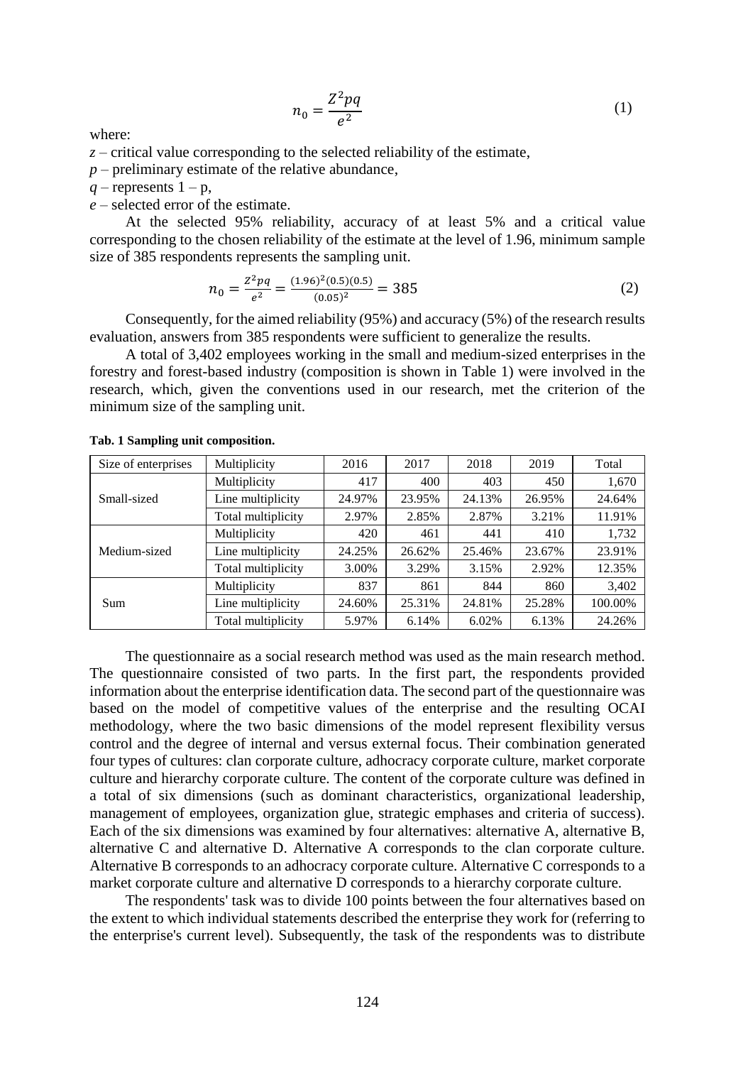$$n_0 = \frac{Z^2pq}{e^2} \tag{1}$$

where:

$z$ – critical value corresponding to the selected reliability of the estimate,

$p$ – preliminary estimate of the relative abundance,

$q$ – represents $1 – p$,

$e$ – selected error of the estimate.

At the selected 95% reliability, accuracy of at least 5% and a critical value corresponding to the chosen reliability of the estimate at the level of 1.96, minimum sample size of 385 respondents represents the sampling unit.

$$n_0 = \frac{Z^2pq}{e^2} = \frac{(1.96)^2(0.5)(0.5)}{(0.05)^2} = 385 \tag{2}$$

Consequently, for the aimed reliability (95%) and accuracy (5%) of the research results evaluation, answers from 385 respondents were sufficient to generalize the results.

A total of 3,402 employees working in the small and medium-sized enterprises in the forestry and forest-based industry (composition is shown in Table 1) were involved in the research, which, given the conventions used in our research, met the criterion of the minimum size of the sampling unit.

**Tab. 1 Sampling unit composition.**

| Size of enterprises | Multiplicity | 2016 | 2017 | 2018 | 2019 | Total |
|---|---|---|---|---|---|---|
| Small-sized | Multiplicity | 417 | 400 | 403 | 450 | 1,670 |
| | Line multiplicity | 24.97% | 23.95% | 24.13% | 26.95% | 24.64% |
| | Total multiplicity | 2.97% | 2.85% | 2.87% | 3.21% | 11.91% |
| Medium-sized | Multiplicity | 420 | 461 | 441 | 410 | 1,732 |
| | Line multiplicity | 24.25% | 26.62% | 25.46% | 23.67% | 23.91% |
| | Total multiplicity | 3.00% | 3.29% | 3.15% | 2.92% | 12.35% |
| Sum | Multiplicity | 837 | 861 | 844 | 860 | 3,402 |
| | Line multiplicity | 24.60% | 25.31% | 24.81% | 25.28% | 100.00% |
| | Total multiplicity | 5.97% | 6.14% | 6.02% | 6.13% | 24.26% |

The questionnaire as a social research method was used as the main research method. The questionnaire consisted of two parts. In the first part, the respondents provided information about the enterprise identification data. The second part of the questionnaire was based on the model of competitive values of the enterprise and the resulting OCAI methodology, where the two basic dimensions of the model represent flexibility versus control and the degree of internal and versus external focus. Their combination generated four types of cultures: clan corporate culture, adhocracy corporate culture, market corporate culture and hierarchy corporate culture. The content of the corporate culture was defined in a total of six dimensions (such as dominant characteristics, organizational leadership, management of employees, organization glue, strategic emphases and criteria of success). Each of the six dimensions was examined by four alternatives: alternative A, alternative B, alternative C and alternative D. Alternative A corresponds to the clan corporate culture. Alternative B corresponds to an adhocracy corporate culture. Alternative C corresponds to a market corporate culture and alternative D corresponds to a hierarchy corporate culture.

The respondents' task was to divide 100 points between the four alternatives based on the extent to which individual statements described the enterprise they work for (referring to the enterprise's current level). Subsequently, the task of the respondents was to distribute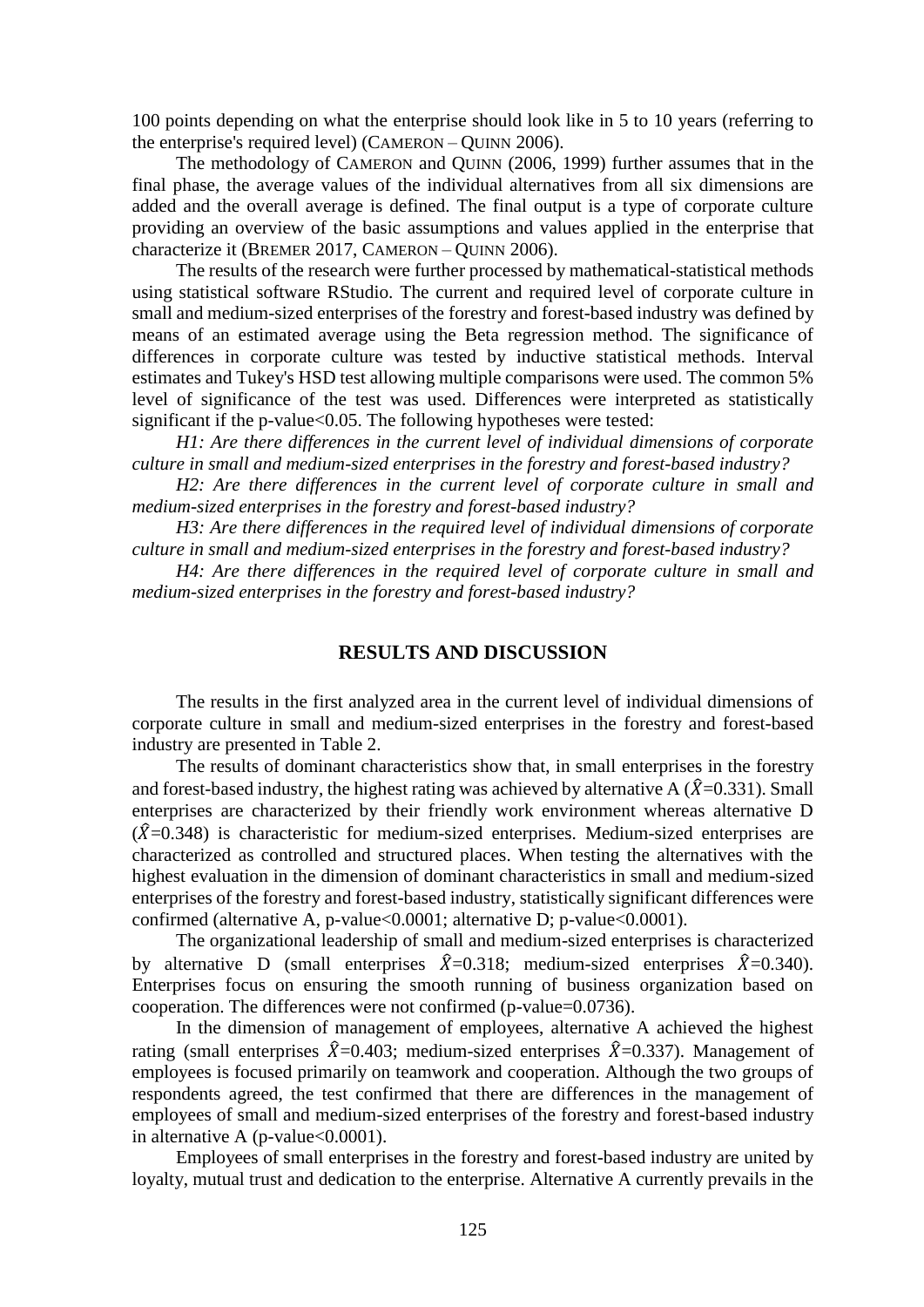100 points depending on what the enterprise should look like in 5 to 10 years (referring to the enterprise's required level) (CAMERON – QUINN 2006).

The methodology of CAMERON and QUINN (2006, 1999) further assumes that in the final phase, the average values of the individual alternatives from all six dimensions are added and the overall average is defined. The final output is a type of corporate culture providing an overview of the basic assumptions and values applied in the enterprise that characterize it (BREMER 2017, CAMERON – QUINN 2006).

The results of the research were further processed by mathematical-statistical methods using statistical software RStudio. The current and required level of corporate culture in small and medium-sized enterprises of the forestry and forest-based industry was defined by means of an estimated average using the Beta regression method. The significance of differences in corporate culture was tested by inductive statistical methods. Interval estimates and Tukey's HSD test allowing multiple comparisons were used. The common 5% level of significance of the test was used. Differences were interpreted as statistically significant if the p-value<0.05. The following hypotheses were tested:

*H1: Are there differences in the current level of individual dimensions of corporate culture in small and medium-sized enterprises in the forestry and forest-based industry?*

*H2: Are there differences in the current level of corporate culture in small and medium-sized enterprises in the forestry and forest-based industry?*

*H3: Are there differences in the required level of individual dimensions of corporate culture in small and medium-sized enterprises in the forestry and forest-based industry?*

*H4: Are there differences in the required level of corporate culture in small and medium-sized enterprises in the forestry and forest-based industry?*

## RESULTS AND DISCUSSION

The results in the first analyzed area in the current level of individual dimensions of corporate culture in small and medium-sized enterprises in the forestry and forest-based industry are presented in Table 2.

The results of dominant characteristics show that, in small enterprises in the forestry and forest-based industry, the highest rating was achieved by alternative A ($\hat{X}$=0.331). Small enterprises are characterized by their friendly work environment whereas alternative D ($\hat{X}$=0.348) is characteristic for medium-sized enterprises. Medium-sized enterprises are characterized as controlled and structured places. When testing the alternatives with the highest evaluation in the dimension of dominant characteristics in small and medium-sized enterprises of the forestry and forest-based industry, statistically significant differences were confirmed (alternative A, p-value<0.0001; alternative D; p-value<0.0001).

The organizational leadership of small and medium-sized enterprises is characterized by alternative D (small enterprises $\hat{X}$=0.318; medium-sized enterprises $\hat{X}$=0.340). Enterprises focus on ensuring the smooth running of business organization based on cooperation. The differences were not confirmed (p-value=0.0736).

In the dimension of management of employees, alternative A achieved the highest rating (small enterprises $\hat{X}$=0.403; medium-sized enterprises $\hat{X}$=0.337). Management of employees is focused primarily on teamwork and cooperation. Although the two groups of respondents agreed, the test confirmed that there are differences in the management of employees of small and medium-sized enterprises of the forestry and forest-based industry in alternative A (p-value<0.0001).

Employees of small enterprises in the forestry and forest-based industry are united by loyalty, mutual trust and dedication to the enterprise. Alternative A currently prevails in the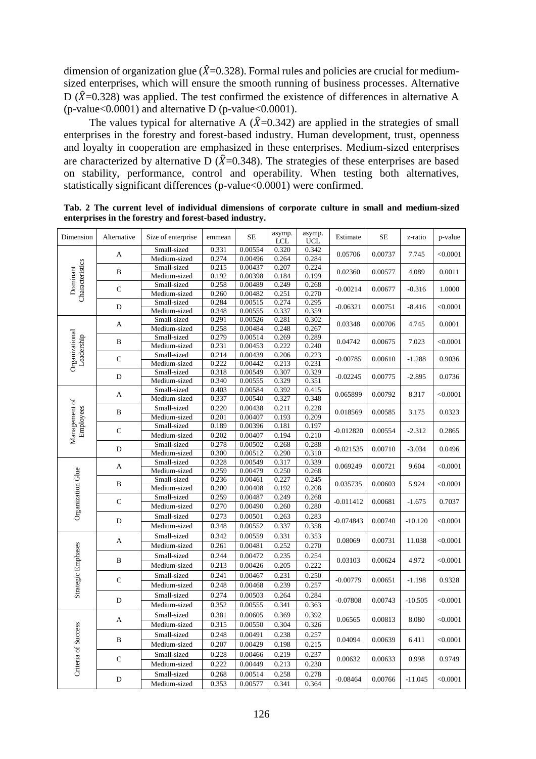dimension of organization glue ($\hat{X}$=0.328). Formal rules and policies are crucial for medium-sized enterprises, which will ensure the smooth running of business processes. Alternative D ($\hat{X}$=0.328) was applied. The test confirmed the existence of differences in alternative A (p-value<0.0001) and alternative D (p-value<0.0001).

The values typical for alternative A ($\hat{X}$=0.342) are applied in the strategies of small enterprises in the forestry and forest-based industry. Human development, trust, openness and loyalty in cooperation are emphasized in these enterprises. Medium-sized enterprises are characterized by alternative D ($\hat{X}$=0.348). The strategies of these enterprises are based on stability, performance, control and operability. When testing both alternatives, statistically significant differences (p-value<0.0001) were confirmed.

**Tab. 2 The current level of individual dimensions of corporate culture in small and medium-sized enterprises in the forestry and forest-based industry.**

| Dimension | Alternative | Size of enterprise | emmean | SE | asymp. LCL | asymp. UCL | Estimate | SE | z-ratio | p-value |
|---|---|---|---|---|---|---|---|---|---|---|
| Dominant Characteristics | A | Small-sized | 0.331 | 0.00554 | 0.320 | 0.342 | 0.05706 | 0.00737 | 7.745 | <0.0001 |
| | | Medium-sized | 0.274 | 0.00496 | 0.264 | 0.284 | | | | |
| | B | Small-sized | 0.215 | 0.00437 | 0.207 | 0.224 | 0.02360 | 0.00577 | 4.089 | 0.0011 |
| | | Medium-sized | 0.192 | 0.00398 | 0.184 | 0.199 | | | | |
| | C | Small-sized | 0.258 | 0.00489 | 0.249 | 0.268 | -0.00214 | 0.00677 | -0.316 | 1.0000 |
| | | Medium-sized | 0.260 | 0.00482 | 0.251 | 0.270 | | | | |
| | D | Small-sized | 0.284 | 0.00515 | 0.274 | 0.295 | -0.06321 | 0.00751 | -8.416 | <0.0001 |
| | | Medium-sized | 0.348 | 0.00555 | 0.337 | 0.359 | | | | |
| Organizational Leadership | A | Small-sized | 0.291 | 0.00526 | 0.281 | 0.302 | 0.03348 | 0.00706 | 4.745 | 0.0001 |
| | | Medium-sized | 0.258 | 0.00484 | 0.248 | 0.267 | | | | |
| | B | Small-sized | 0.279 | 0.00514 | 0.269 | 0.289 | 0.04742 | 0.00675 | 7.023 | <0.0001 |
| | | Medium-sized | 0.231 | 0.00453 | 0.222 | 0.240 | | | | |
| | C | Small-sized | 0.214 | 0.00439 | 0.206 | 0.223 | -0.00785 | 0.00610 | -1.288 | 0.9036 |
| | | Medium-sized | 0.222 | 0.00442 | 0.213 | 0.231 | | | | |
| | D | Small-sized | 0.318 | 0.00549 | 0.307 | 0.329 | -0.02245 | 0.00775 | -2.895 | 0.0736 |
| | | Medium-sized | 0.340 | 0.00555 | 0.329 | 0.351 | | | | |
| Management of Employees | A | Small-sized | 0.403 | 0.00584 | 0.392 | 0.415 | 0.065899 | 0.00792 | 8.317 | <0.0001 |
| | | Medium-sized | 0.337 | 0.00540 | 0.327 | 0.348 | | | | |
| | B | Small-sized | 0.220 | 0.00438 | 0.211 | 0.228 | 0.018569 | 0.00585 | 3.175 | 0.0323 |
| | | Medium-sized | 0.201 | 0.00407 | 0.193 | 0.209 | | | | |
| | C | Small-sized | 0.189 | 0.00396 | 0.181 | 0.197 | -0.012820 | 0.00554 | -2.312 | 0.2865 |
| | | Medium-sized | 0.202 | 0.00407 | 0.194 | 0.210 | | | | |
| | D | Small-sized | 0.278 | 0.00502 | 0.268 | 0.288 | -0.021535 | 0.00710 | -3.034 | 0.0496 |
| | | Medium-sized | 0.300 | 0.00512 | 0.290 | 0.310 | | | | |
| Organization Glue | A | Small-sized | 0.328 | 0.00549 | 0.317 | 0.339 | 0.069249 | 0.00721 | 9.604 | <0.0001 |
| | | Medium-sized | 0.259 | 0.00479 | 0.250 | 0.268 | | | | |
| | B | Small-sized | 0.236 | 0.00461 | 0.227 | 0.245 | 0.035735 | 0.00603 | 5.924 | <0.0001 |
| | | Medium-sized | 0.200 | 0.00408 | 0.192 | 0.208 | | | | |
| | C | Small-sized | 0.259 | 0.00487 | 0.249 | 0.268 | -0.011412 | 0.00681 | -1.675 | 0.7037 |
| | | Medium-sized | 0.270 | 0.00490 | 0.260 | 0.280 | | | | |
| | D | Small-sized | 0.273 | 0.00501 | 0.263 | 0.283 | -0.074843 | 0.00740 | -10.120 | <0.0001 |
| | | Medium-sized | 0.348 | 0.00552 | 0.337 | 0.358 | | | | |
| Strategic Emphases | A | Small-sized | 0.342 | 0.00559 | 0.331 | 0.353 | 0.08069 | 0.00731 | 11.038 | <0.0001 |
| | | Medium-sized | 0.261 | 0.00481 | 0.252 | 0.270 | | | | |
| | B | Small-sized | 0.244 | 0.00472 | 0.235 | 0.254 | 0.03103 | 0.00624 | 4.972 | <0.0001 |
| | | Medium-sized | 0.213 | 0.00426 | 0.205 | 0.222 | | | | |
| | C | Small-sized | 0.241 | 0.00467 | 0.231 | 0.250 | -0.00779 | 0.00651 | -1.198 | 0.9328 |
| | | Medium-sized | 0.248 | 0.00468 | 0.239 | 0.257 | | | | |
| | D | Small-sized | 0.274 | 0.00503 | 0.264 | 0.284 | -0.07808 | 0.00743 | -10.505 | <0.0001 |
| | | Medium-sized | 0.352 | 0.00555 | 0.341 | 0.363 | | | | |
| Criteria of Success | A | Small-sized | 0.381 | 0.00605 | 0.369 | 0.392 | 0.06565 | 0.00813 | 8.080 | <0.0001 |
| | | Medium-sized | 0.315 | 0.00550 | 0.304 | 0.326 | | | | |
| | B | Small-sized | 0.248 | 0.00491 | 0.238 | 0.257 | 0.04094 | 0.00639 | 6.411 | <0.0001 |
| | | Medium-sized | 0.207 | 0.00429 | 0.198 | 0.215 | | | | |
| | C | Small-sized | 0.228 | 0.00466 | 0.219 | 0.237 | 0.00632 | 0.00633 | 0.998 | 0.9749 |
| | | Medium-sized | 0.222 | 0.00449 | 0.213 | 0.230 | | | | |
| | D | Small-sized | 0.268 | 0.00514 | 0.258 | 0.278 | -0.08464 | 0.00766 | -11.045 | <0.0001 |
| | | Medium-sized | 0.353 | 0.00577 | 0.341 | 0.364 | | | | |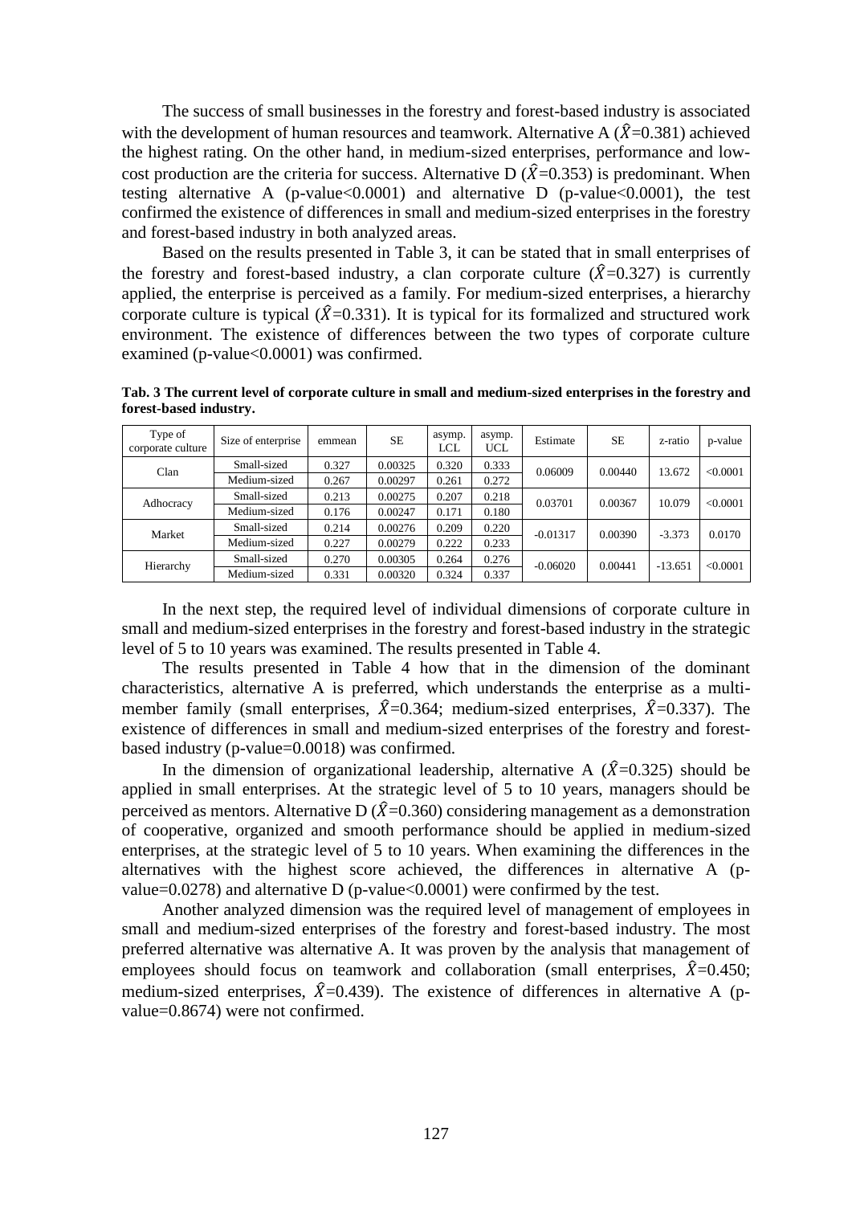The success of small businesses in the forestry and forest-based industry is associated with the development of human resources and teamwork. Alternative A ($\hat{X}$=0.381) achieved the highest rating. On the other hand, in medium-sized enterprises, performance and low-cost production are the criteria for success. Alternative D ($\hat{X}$=0.353) is predominant. When testing alternative A (p-value<0.0001) and alternative D (p-value<0.0001), the test confirmed the existence of differences in small and medium-sized enterprises in the forestry and forest-based industry in both analyzed areas.

Based on the results presented in Table 3, it can be stated that in small enterprises of the forestry and forest-based industry, a clan corporate culture ($\hat{X}$=0.327) is currently applied, the enterprise is perceived as a family. For medium-sized enterprises, a hierarchy corporate culture is typical ($\hat{X}$=0.331). It is typical for its formalized and structured work environment. The existence of differences between the two types of corporate culture examined (p-value<0.0001) was confirmed.

**Tab. 3 The current level of corporate culture in small and medium-sized enterprises in the forestry and forest-based industry.**

| Type of corporate culture | Size of enterprise | emmean | SE | asymp. LCL | asymp. UCL | Estimate | SE | z-ratio | p-value |
|---|---|---|---|---|---|---|---|---|---|
| Clan | Small-sized | 0.327 | 0.00325 | 0.320 | 0.333 | 0.06009 | 0.00440 | 13.672 | <0.0001 |
| | Medium-sized | 0.267 | 0.00297 | 0.261 | 0.272 | | | | |
| Adhocracy | Small-sized | 0.213 | 0.00275 | 0.207 | 0.218 | 0.03701 | 0.00367 | 10.079 | <0.0001 |
| | Medium-sized | 0.176 | 0.00247 | 0.171 | 0.180 | | | | |
| Market | Small-sized | 0.214 | 0.00276 | 0.209 | 0.220 | -0.01317 | 0.00390 | -3.373 | 0.0170 |
| | Medium-sized | 0.227 | 0.00279 | 0.222 | 0.233 | | | | |
| Hierarchy | Small-sized | 0.270 | 0.00305 | 0.264 | 0.276 | -0.06020 | 0.00441 | -13.651 | <0.0001 |
| | Medium-sized | 0.331 | 0.00320 | 0.324 | 0.337 | | | | |

In the next step, the required level of individual dimensions of corporate culture in small and medium-sized enterprises in the forestry and forest-based industry in the strategic level of 5 to 10 years was examined. The results presented in Table 4.

The results presented in Table 4 how that in the dimension of the dominant characteristics, alternative A is preferred, which understands the enterprise as a multi-member family (small enterprises, $\hat{X}$=0.364; medium-sized enterprises, $\hat{X}$=0.337). The existence of differences in small and medium-sized enterprises of the forestry and forest-based industry (p-value=0.0018) was confirmed.

In the dimension of organizational leadership, alternative A ($\hat{X}$=0.325) should be applied in small enterprises. At the strategic level of 5 to 10 years, managers should be perceived as mentors. Alternative D ($\hat{X}$=0.360) considering management as a demonstration of cooperative, organized and smooth performance should be applied in medium-sized enterprises, at the strategic level of 5 to 10 years. When examining the differences in the alternatives with the highest score achieved, the differences in alternative A (p-value=0.0278) and alternative D (p-value<0.0001) were confirmed by the test.

Another analyzed dimension was the required level of management of employees in small and medium-sized enterprises of the forestry and forest-based industry. The most preferred alternative was alternative A. It was proven by the analysis that management of employees should focus on teamwork and collaboration (small enterprises, $\hat{X}$=0.450; medium-sized enterprises, $\hat{X}$=0.439). The existence of differences in alternative A (p-value=0.8674) were not confirmed.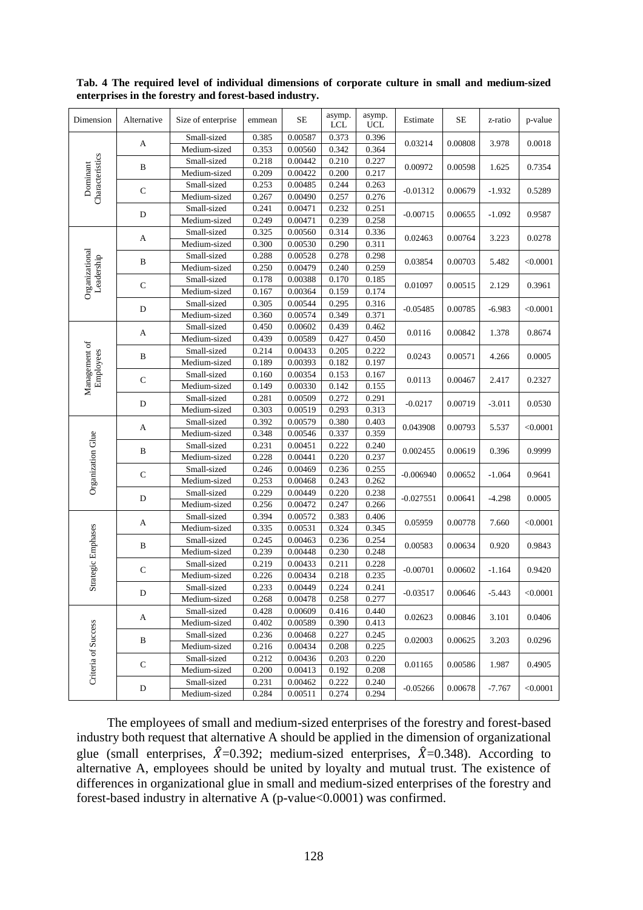**Tab. 4 The required level of individual dimensions of corporate culture in small and medium-sized enterprises in the forestry and forest-based industry.**

| Dimension | Alternative | Size of enterprise | emmean | SE | asymp. LCL | asymp. UCL | Estimate | SE | z-ratio | p-value |
|---|---|---|---|---|---|---|---|---|---|---|
| Dominant Characteristics | A | Small-sized | 0.385 | 0.00587 | 0.373 | 0.396 | 0.03214 | 0.00808 | 3.978 | 0.0018 |
| | | Medium-sized | 0.353 | 0.00560 | 0.342 | 0.364 | | | | |
| | B | Small-sized | 0.218 | 0.00442 | 0.210 | 0.227 | 0.00972 | 0.00598 | 1.625 | 0.7354 |
| | | Medium-sized | 0.209 | 0.00422 | 0.200 | 0.217 | | | | |
| | C | Small-sized | 0.253 | 0.00485 | 0.244 | 0.263 | -0.01312 | 0.00679 | -1.932 | 0.5289 |
| | | Medium-sized | 0.267 | 0.00490 | 0.257 | 0.276 | | | | |
| | D | Small-sized | 0.241 | 0.00471 | 0.232 | 0.251 | -0.00715 | 0.00655 | -1.092 | 0.9587 |
| | | Medium-sized | 0.249 | 0.00471 | 0.239 | 0.258 | | | | |
| Organizational Leadership | A | Small-sized | 0.325 | 0.00560 | 0.314 | 0.336 | 0.02463 | 0.00764 | 3.223 | 0.0278 |
| | | Medium-sized | 0.300 | 0.00530 | 0.290 | 0.311 | | | | |
| | B | Small-sized | 0.288 | 0.00528 | 0.278 | 0.298 | 0.03854 | 0.00703 | 5.482 | <0.0001 |
| | | Medium-sized | 0.250 | 0.00479 | 0.240 | 0.259 | | | | |
| | C | Small-sized | 0.178 | 0.00388 | 0.170 | 0.185 | 0.01097 | 0.00515 | 2.129 | 0.3961 |
| | | Medium-sized | 0.167 | 0.00364 | 0.159 | 0.174 | | | | |
| | D | Small-sized | 0.305 | 0.00544 | 0.295 | 0.316 | -0.05485 | 0.00785 | -6.983 | <0.0001 |
| | | Medium-sized | 0.360 | 0.00574 | 0.349 | 0.371 | | | | |
| Management of Employees | A | Small-sized | 0.450 | 0.00602 | 0.439 | 0.462 | 0.0116 | 0.00842 | 1.378 | 0.8674 |
| | | Medium-sized | 0.439 | 0.00589 | 0.427 | 0.450 | | | | |
| | B | Small-sized | 0.214 | 0.00433 | 0.205 | 0.222 | 0.0243 | 0.00571 | 4.266 | 0.0005 |
| | | Medium-sized | 0.189 | 0.00393 | 0.182 | 0.197 | | | | |
| | C | Small-sized | 0.160 | 0.00354 | 0.153 | 0.167 | 0.0113 | 0.00467 | 2.417 | 0.2327 |
| | | Medium-sized | 0.149 | 0.00330 | 0.142 | 0.155 | | | | |
| | D | Small-sized | 0.281 | 0.00509 | 0.272 | 0.291 | -0.0217 | 0.00719 | -3.011 | 0.0530 |
| | | Medium-sized | 0.303 | 0.00519 | 0.293 | 0.313 | | | | |
| Organization Glue | A | Small-sized | 0.392 | 0.00579 | 0.380 | 0.403 | 0.043908 | 0.00793 | 5.537 | <0.0001 |
| | | Medium-sized | 0.348 | 0.00546 | 0.337 | 0.359 | | | | |
| | B | Small-sized | 0.231 | 0.00451 | 0.222 | 0.240 | 0.002455 | 0.00619 | 0.396 | 0.9999 |
| | | Medium-sized | 0.228 | 0.00441 | 0.220 | 0.237 | | | | |
| | C | Small-sized | 0.246 | 0.00469 | 0.236 | 0.255 | -0.006940 | 0.00652 | -1.064 | 0.9641 |
| | | Medium-sized | 0.253 | 0.00468 | 0.243 | 0.262 | | | | |
| | D | Small-sized | 0.229 | 0.00449 | 0.220 | 0.238 | -0.027551 | 0.00641 | -4.298 | 0.0005 |
| | | Medium-sized | 0.256 | 0.00472 | 0.247 | 0.266 | | | | |
| Strategic Emphases | A | Small-sized | 0.394 | 0.00572 | 0.383 | 0.406 | 0.05959 | 0.00778 | 7.660 | <0.0001 |
| | | Medium-sized | 0.335 | 0.00531 | 0.324 | 0.345 | | | | |
| | B | Small-sized | 0.245 | 0.00463 | 0.236 | 0.254 | 0.00583 | 0.00634 | 0.920 | 0.9843 |
| | | Medium-sized | 0.239 | 0.00448 | 0.230 | 0.248 | | | | |
| | C | Small-sized | 0.219 | 0.00433 | 0.211 | 0.228 | -0.00701 | 0.00602 | -1.164 | 0.9420 |
| | | Medium-sized | 0.226 | 0.00434 | 0.218 | 0.235 | | | | |
| | D | Small-sized | 0.233 | 0.00449 | 0.224 | 0.241 | -0.03517 | 0.00646 | -5.443 | <0.0001 |
| | | Medium-sized | 0.268 | 0.00478 | 0.258 | 0.277 | | | | |
| Criteria of Success | A | Small-sized | 0.428 | 0.00609 | 0.416 | 0.440 | 0.02623 | 0.00846 | 3.101 | 0.0406 |
| | | Medium-sized | 0.402 | 0.00589 | 0.390 | 0.413 | | | | |
| | B | Small-sized | 0.236 | 0.00468 | 0.227 | 0.245 | 0.02003 | 0.00625 | 3.203 | 0.0296 |
| | | Medium-sized | 0.216 | 0.00434 | 0.208 | 0.225 | | | | |
| | C | Small-sized | 0.212 | 0.00436 | 0.203 | 0.220 | 0.01165 | 0.00586 | 1.987 | 0.4905 |
| | | Medium-sized | 0.200 | 0.00413 | 0.192 | 0.208 | | | | |
| | D | Small-sized | 0.231 | 0.00462 | 0.222 | 0.240 | -0.05266 | 0.00678 | -7.767 | <0.0001 |
| | | Medium-sized | 0.284 | 0.00511 | 0.274 | 0.294 | | | | |

The employees of small and medium-sized enterprises of the forestry and forest-based industry both request that alternative A should be applied in the dimension of organizational glue (small enterprises, $\hat{X}$=0.392; medium-sized enterprises, $\hat{X}$=0.348). According to alternative A, employees should be united by loyalty and mutual trust. The existence of differences in organizational glue in small and medium-sized enterprises of the forestry and forest-based industry in alternative A (p-value<0.0001) was confirmed.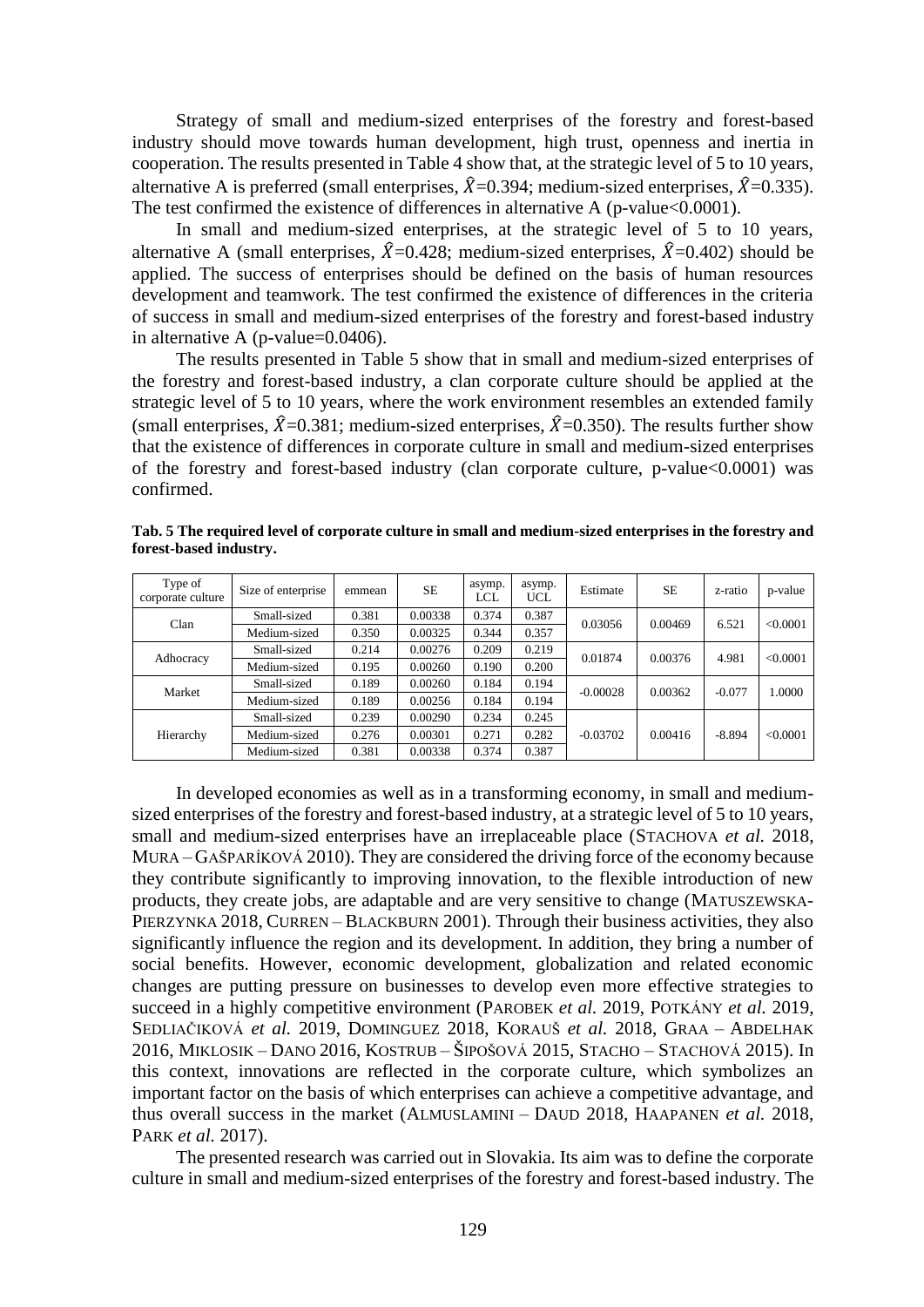Strategy of small and medium-sized enterprises of the forestry and forest-based industry should move towards human development, high trust, openness and inertia in cooperation. The results presented in Table 4 show that, at the strategic level of 5 to 10 years, alternative A is preferred (small enterprises, $\hat{X}$=0.394; medium-sized enterprises, $\hat{X}$=0.335). The test confirmed the existence of differences in alternative A (p-value<0.0001).

In small and medium-sized enterprises, at the strategic level of 5 to 10 years, alternative A (small enterprises, $\hat{X}$=0.428; medium-sized enterprises, $\hat{X}$=0.402) should be applied. The success of enterprises should be defined on the basis of human resources development and teamwork. The test confirmed the existence of differences in the criteria of success in small and medium-sized enterprises of the forestry and forest-based industry in alternative A (p-value=0.0406).

The results presented in Table 5 show that in small and medium-sized enterprises of the forestry and forest-based industry, a clan corporate culture should be applied at the strategic level of 5 to 10 years, where the work environment resembles an extended family (small enterprises, $\hat{X}$=0.381; medium-sized enterprises, $\hat{X}$=0.350). The results further show that the existence of differences in corporate culture in small and medium-sized enterprises of the forestry and forest-based industry (clan corporate culture, p-value<0.0001) was confirmed.

**Tab. 5 The required level of corporate culture in small and medium-sized enterprises in the forestry and forest-based industry.**

| Type of corporate culture | Size of enterprise | emmean | SE | asymp. LCL | asymp. UCL | Estimate | SE | z-ratio | p-value |
|---|---|---|---|---|---|---|---|---|---|
| Clan | Small-sized | 0.381 | 0.00338 | 0.374 | 0.387 | 0.03056 | 0.00469 | 6.521 | <0.0001 |
| | Medium-sized | 0.350 | 0.00325 | 0.344 | 0.357 | | | | |
| Adhocracy | Small-sized | 0.214 | 0.00276 | 0.209 | 0.219 | 0.01874 | 0.00376 | 4.981 | <0.0001 |
| | Medium-sized | 0.195 | 0.00260 | 0.190 | 0.200 | | | | |
| Market | Small-sized | 0.189 | 0.00260 | 0.184 | 0.194 | -0.00028 | 0.00362 | -0.077 | 1.0000 |
| | Medium-sized | 0.189 | 0.00256 | 0.184 | 0.194 | | | | |
| Hierarchy | Small-sized | 0.239 | 0.00290 | 0.234 | 0.245 | -0.03702 | 0.00416 | -8.894 | <0.0001 |
| | Medium-sized | 0.276 | 0.00301 | 0.271 | 0.282 | | | | |
| | Medium-sized | 0.381 | 0.00338 | 0.374 | 0.387 | | | | |

In developed economies as well as in a transforming economy, in small and medium-sized enterprises of the forestry and forest-based industry, at a strategic level of 5 to 10 years, small and medium-sized enterprises have an irreplaceable place (STACHOVA *et al.* 2018, MURA – GAŠPARÍKOVÁ 2010). They are considered the driving force of the economy because they contribute significantly to improving innovation, to the flexible introduction of new products, they create jobs, are adaptable and are very sensitive to change (MATUSZEWSKA-PIERZYNKA 2018, CURREN – BLACKBURN 2001). Through their business activities, they also significantly influence the region and its development. In addition, they bring a number of social benefits. However, economic development, globalization and related economic changes are putting pressure on businesses to develop even more effective strategies to succeed in a highly competitive environment (PAROBEK *et al.* 2019, POTKÁNY *et al.* 2019, SEDLIAČIKOVÁ *et al.* 2019, DOMINGUEZ 2018, KORAUŠ *et al.* 2018, GRAA – ABDELHAK 2016, MIKLOSIK – DANO 2016, KOSTRUB – ŠIPOŠOVÁ 2015, STACHO – STACHOVÁ 2015). In this context, innovations are reflected in the corporate culture, which symbolizes an important factor on the basis of which enterprises can achieve a competitive advantage, and thus overall success in the market (ALMUSLAMINI – DAUD 2018, HAAPANEN *et al.* 2018, PARK *et al.* 2017).

The presented research was carried out in Slovakia. Its aim was to define the corporate culture in small and medium-sized enterprises of the forestry and forest-based industry. The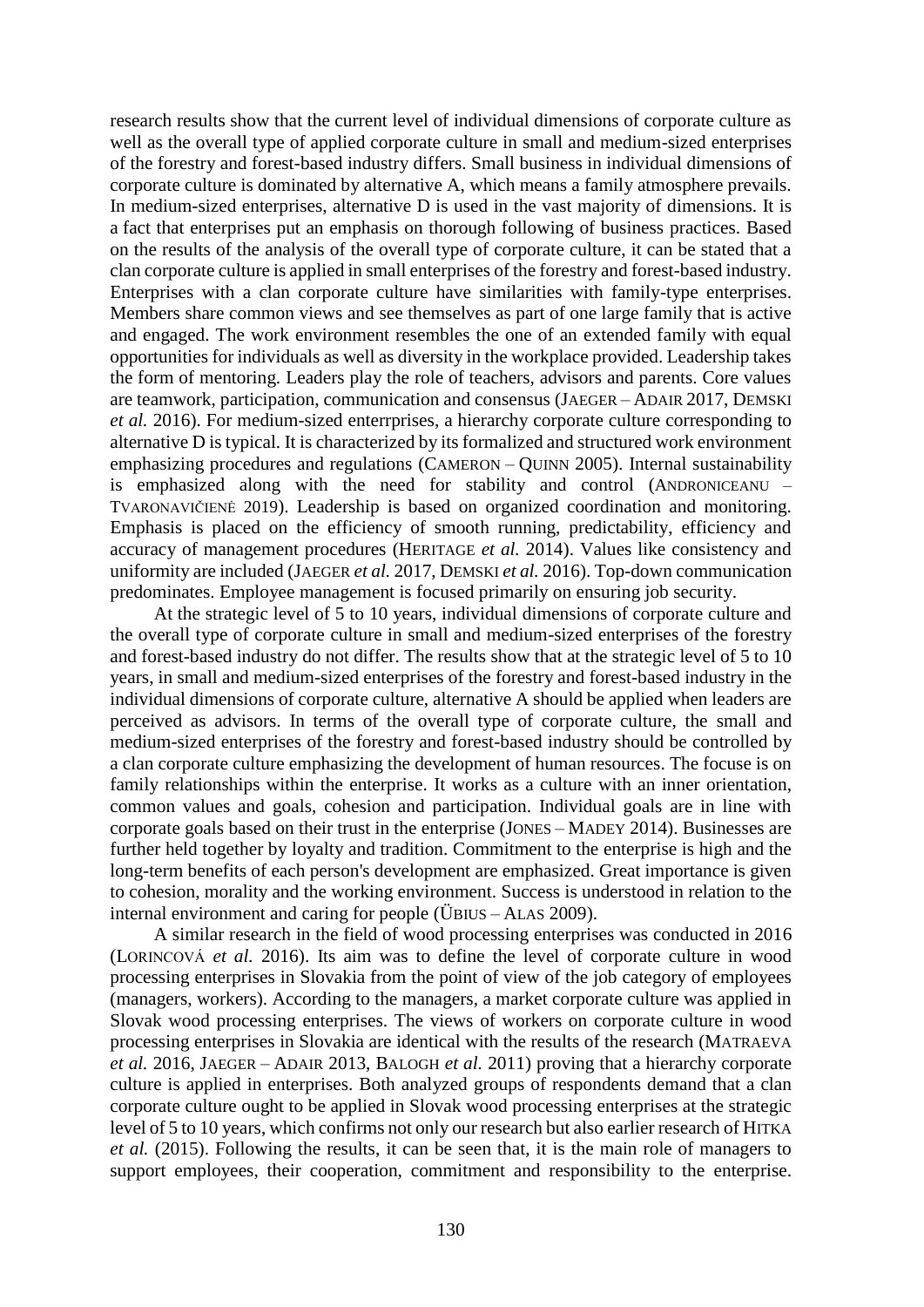research results show that the current level of individual dimensions of corporate culture as well as the overall type of applied corporate culture in small and medium-sized enterprises of the forestry and forest-based industry differs. Small business in individual dimensions of corporate culture is dominated by alternative A, which means a family atmosphere prevails. In medium-sized enterprises, alternative D is used in the vast majority of dimensions. It is a fact that enterprises put an emphasis on thorough following of business practices. Based on the results of the analysis of the overall type of corporate culture, it can be stated that a clan corporate culture is applied in small enterprises of the forestry and forest-based industry. Enterprises with a clan corporate culture have similarities with family-type enterprises. Members share common views and see themselves as part of one large family that is active and engaged. The work environment resembles the one of an extended family with equal opportunities for individuals as well as diversity in the workplace provided. Leadership takes the form of mentoring. Leaders play the role of teachers, advisors and parents. Core values are teamwork, participation, communication and consensus (JAEGER – ADAIR 2017, DEMSKI *et al.* 2016). For medium-sized enterrprises, a hierarchy corporate culture corresponding to alternative D is typical. It is characterized by its formalized and structured work environment emphasizing procedures and regulations (CAMERON – QUINN 2005). Internal sustainability is emphasized along with the need for stability and control (ANDRONICEANU – TVARONAVIČIENĖ 2019). Leadership is based on organized coordination and monitoring. Emphasis is placed on the efficiency of smooth running, predictability, efficiency and accuracy of management procedures (HERITAGE *et al.* 2014). Values like consistency and uniformity are included (JAEGER *et al.* 2017, DEMSKI *et al.* 2016). Top-down communication predominates. Employee management is focused primarily on ensuring job security.

At the strategic level of 5 to 10 years, individual dimensions of corporate culture and the overall type of corporate culture in small and medium-sized enterprises of the forestry and forest-based industry do not differ. The results show that at the strategic level of 5 to 10 years, in small and medium-sized enterprises of the forestry and forest-based industry in the individual dimensions of corporate culture, alternative A should be applied when leaders are perceived as advisors. In terms of the overall type of corporate culture, the small and medium-sized enterprises of the forestry and forest-based industry should be controlled by a clan corporate culture emphasizing the development of human resources. The focuse is on family relationships within the enterprise. It works as a culture with an inner orientation, common values and goals, cohesion and participation. Individual goals are in line with corporate goals based on their trust in the enterprise (JONES – MADEY 2014). Businesses are further held together by loyalty and tradition. Commitment to the enterprise is high and the long-term benefits of each person's development are emphasized. Great importance is given to cohesion, morality and the working environment. Success is understood in relation to the internal environment and caring for people (ÜBIUS – ALAS 2009).

A similar research in the field of wood processing enterprises was conducted in 2016 (LORINCOVÁ *et al.* 2016). Its aim was to define the level of corporate culture in wood processing enterprises in Slovakia from the point of view of the job category of employees (managers, workers). According to the managers, a market corporate culture was applied in Slovak wood processing enterprises. The views of workers on corporate culture in wood processing enterprises in Slovakia are identical with the results of the research (MATRAEVA *et al.* 2016, JAEGER – ADAIR 2013, BALOGH *et al.* 2011) proving that a hierarchy corporate culture is applied in enterprises. Both analyzed groups of respondents demand that a clan corporate culture ought to be applied in Slovak wood processing enterprises at the strategic level of 5 to 10 years, which confirms not only our research but also earlier research of HITKA *et al.* (2015). Following the results, it can be seen that, it is the main role of managers to support employees, their cooperation, commitment and responsibility to the enterprise.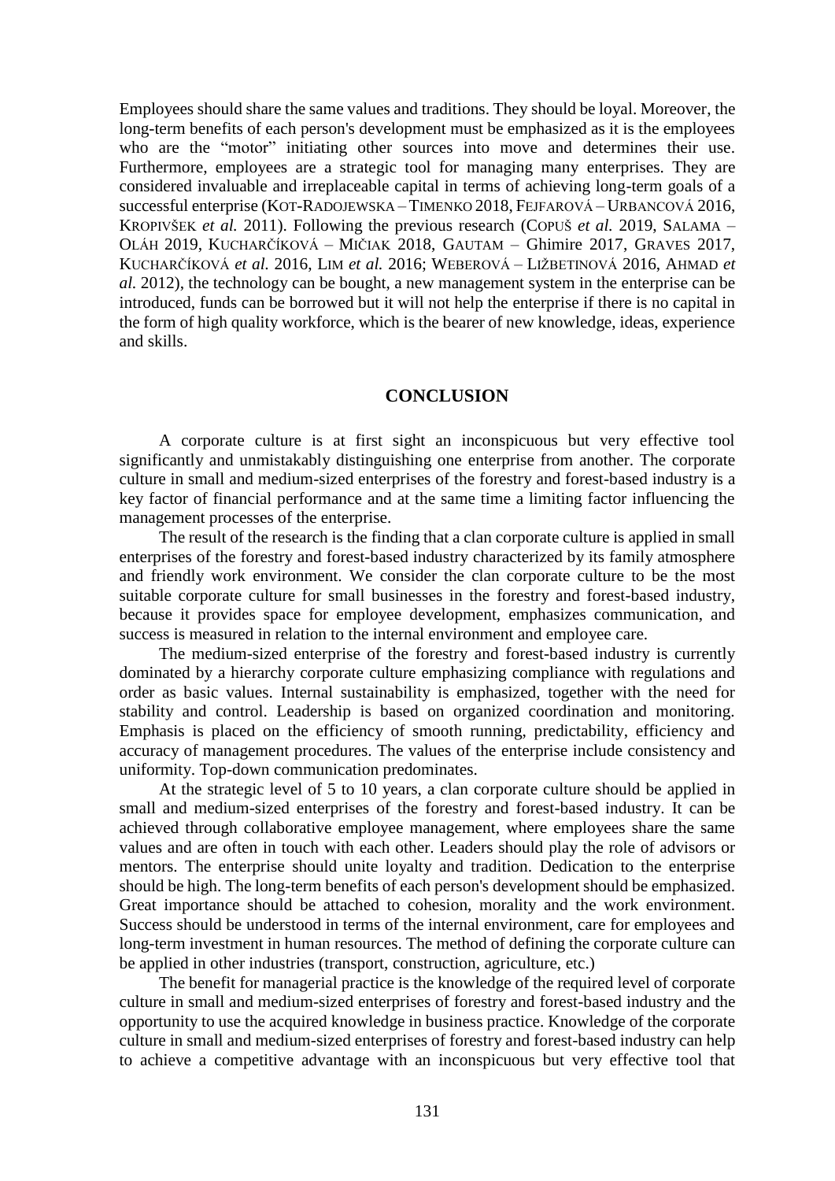Employees should share the same values and traditions. They should be loyal. Moreover, the long-term benefits of each person's development must be emphasized as it is the employees who are the "motor" initiating other sources into move and determines their use. Furthermore, employees are a strategic tool for managing many enterprises. They are considered invaluable and irreplaceable capital in terms of achieving long-term goals of a successful enterprise (KOT-RADOJEWSKA – TIMENKO 2018, FEJFAROVÁ – URBANCOVÁ 2016, KROPIVŠEK *et al.* 2011). Following the previous research (COPUŠ *et al.* 2019, SALAMA – OLÁH 2019, KUCHARČÍKOVÁ – MIČIAK 2018, GAUTAM – Ghimire 2017, GRAVES 2017, KUCHARČÍKOVÁ *et al.* 2016, LIM *et al.* 2016; WEBEROVÁ – LIŽBETINOVÁ 2016, AHMAD *et al.* 2012), the technology can be bought, a new management system in the enterprise can be introduced, funds can be borrowed but it will not help the enterprise if there is no capital in the form of high quality workforce, which is the bearer of new knowledge, ideas, experience and skills.

## CONCLUSION

A corporate culture is at first sight an inconspicuous but very effective tool significantly and unmistakably distinguishing one enterprise from another. The corporate culture in small and medium-sized enterprises of the forestry and forest-based industry is a key factor of financial performance and at the same time a limiting factor influencing the management processes of the enterprise.

The result of the research is the finding that a clan corporate culture is applied in small enterprises of the forestry and forest-based industry characterized by its family atmosphere and friendly work environment. We consider the clan corporate culture to be the most suitable corporate culture for small businesses in the forestry and forest-based industry, because it provides space for employee development, emphasizes communication, and success is measured in relation to the internal environment and employee care.

The medium-sized enterprise of the forestry and forest-based industry is currently dominated by a hierarchy corporate culture emphasizing compliance with regulations and order as basic values. Internal sustainability is emphasized, together with the need for stability and control. Leadership is based on organized coordination and monitoring. Emphasis is placed on the efficiency of smooth running, predictability, efficiency and accuracy of management procedures. The values of the enterprise include consistency and uniformity. Top-down communication predominates.

At the strategic level of 5 to 10 years, a clan corporate culture should be applied in small and medium-sized enterprises of the forestry and forest-based industry. It can be achieved through collaborative employee management, where employees share the same values and are often in touch with each other. Leaders should play the role of advisors or mentors. The enterprise should unite loyalty and tradition. Dedication to the enterprise should be high. The long-term benefits of each person's development should be emphasized. Great importance should be attached to cohesion, morality and the work environment. Success should be understood in terms of the internal environment, care for employees and long-term investment in human resources. The method of defining the corporate culture can be applied in other industries (transport, construction, agriculture, etc.)

The benefit for managerial practice is the knowledge of the required level of corporate culture in small and medium-sized enterprises of forestry and forest-based industry and the opportunity to use the acquired knowledge in business practice. Knowledge of the corporate culture in small and medium-sized enterprises of forestry and forest-based industry can help to achieve a competitive advantage with an inconspicuous but very effective tool that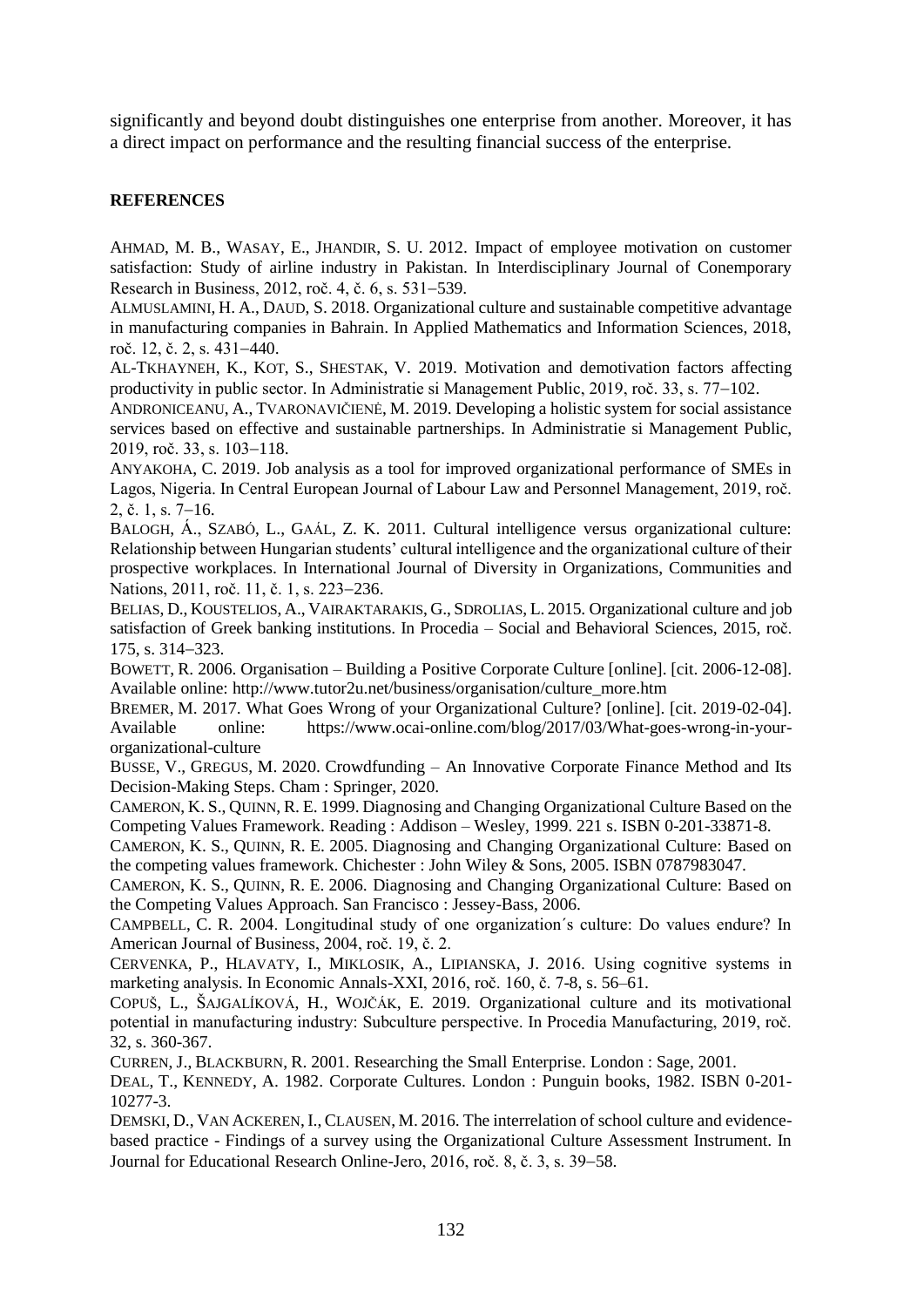significantly and beyond doubt distinguishes one enterprise from another. Moreover, it has a direct impact on performance and the resulting financial success of the enterprise.

## REFERENCES

AHMAD, M. B., WASAY, E., JHANDIR, S. U. 2012. Impact of employee motivation on customer satisfaction: Study of airline industry in Pakistan. In Interdisciplinary Journal of Conemporary Research in Business, 2012, roč. 4, č. 6, s. 531–539.

ALMUSLAMINI, H. A., DAUD, S. 2018. Organizational culture and sustainable competitive advantage in manufacturing companies in Bahrain. In Applied Mathematics and Information Sciences, 2018, roč. 12, č. 2, s. 431–440.

AL-TKHAYNEH, K., KOT, S., SHESTAK, V. 2019. Motivation and demotivation factors affecting productivity in public sector. In Administratie si Management Public, 2019, roč. 33, s. 77–102.

ANDRONICEANU, A., TVARONAVIČIENĖ, M. 2019. Developing a holistic system for social assistance services based on effective and sustainable partnerships. In Administratie si Management Public, 2019, roč. 33, s. 103–118.

ANYAKOHA, C. 2019. Job analysis as a tool for improved organizational performance of SMEs in Lagos, Nigeria. In Central European Journal of Labour Law and Personnel Management, 2019, roč. 2, č. 1, s. 7–16.

BALOGH, Á., SZABÓ, L., GAÁL, Z. K. 2011. Cultural intelligence versus organizational culture: Relationship between Hungarian students' cultural intelligence and the organizational culture of their prospective workplaces. In International Journal of Diversity in Organizations, Communities and Nations, 2011, roč. 11, č. 1, s. 223–236.

BELIAS, D., KOUSTELIOS, A., VAIRAKTARAKIS, G., SDROLIAS, L. 2015. Organizational culture and job satisfaction of Greek banking institutions. In Procedia – Social and Behavioral Sciences, 2015, roč. 175, s. 314–323.

BOWETT, R. 2006. Organisation – Building a Positive Corporate Culture [online]. [cit. 2006-12-08]. Available online: http://www.tutor2u.net/business/organisation/culture_more.htm

BREMER, M. 2017. What Goes Wrong of your Organizational Culture? [online]. [cit. 2019-02-04]. Available online: https://www.ocai-online.com/blog/2017/03/What-goes-wrong-in-your-organizational-culture

BUSSE, V., GREGUS, M. 2020. Crowdfunding – An Innovative Corporate Finance Method and Its Decision-Making Steps. Cham : Springer, 2020.

CAMERON, K. S., QUINN, R. E. 1999. Diagnosing and Changing Organizational Culture Based on the Competing Values Framework. Reading : Addison – Wesley, 1999. 221 s. ISBN 0-201-33871-8.

CAMERON, K. S., QUINN, R. E. 2005. Diagnosing and Changing Organizational Culture: Based on the competing values framework. Chichester : John Wiley & Sons, 2005. ISBN 0787983047.

CAMERON, K. S., QUINN, R. E. 2006. Diagnosing and Changing Organizational Culture: Based on the Competing Values Approach. San Francisco : Jessey-Bass, 2006.

CAMPBELL, C. R. 2004. Longitudinal study of one organization´s culture: Do values endure? In American Journal of Business, 2004, roč. 19, č. 2.

CERVENKA, P., HLAVATY, I., MIKLOSIK, A., LIPIANSKA, J. 2016. Using cognitive systems in marketing analysis. In Economic Annals-XXI, 2016, roč. 160, č. 7-8, s. 56–61.

COPUŠ, L., ŠAJGALÍKOVÁ, H., WOJČÁK, E. 2019. Organizational culture and its motivational potential in manufacturing industry: Subculture perspective. In Procedia Manufacturing, 2019, roč. 32, s. 360-367.

CURREN, J., BLACKBURN, R. 2001. Researching the Small Enterprise. London : Sage, 2001.

DEAL, T., KENNEDY, A. 1982. Corporate Cultures. London : Punguin books, 1982. ISBN 0-201-10277-3.

DEMSKI, D., VAN ACKEREN, I., CLAUSEN, M. 2016. The interrelation of school culture and evidence-based practice - Findings of a survey using the Organizational Culture Assessment Instrument. In Journal for Educational Research Online-Jero, 2016, roč. 8, č. 3, s. 39–58.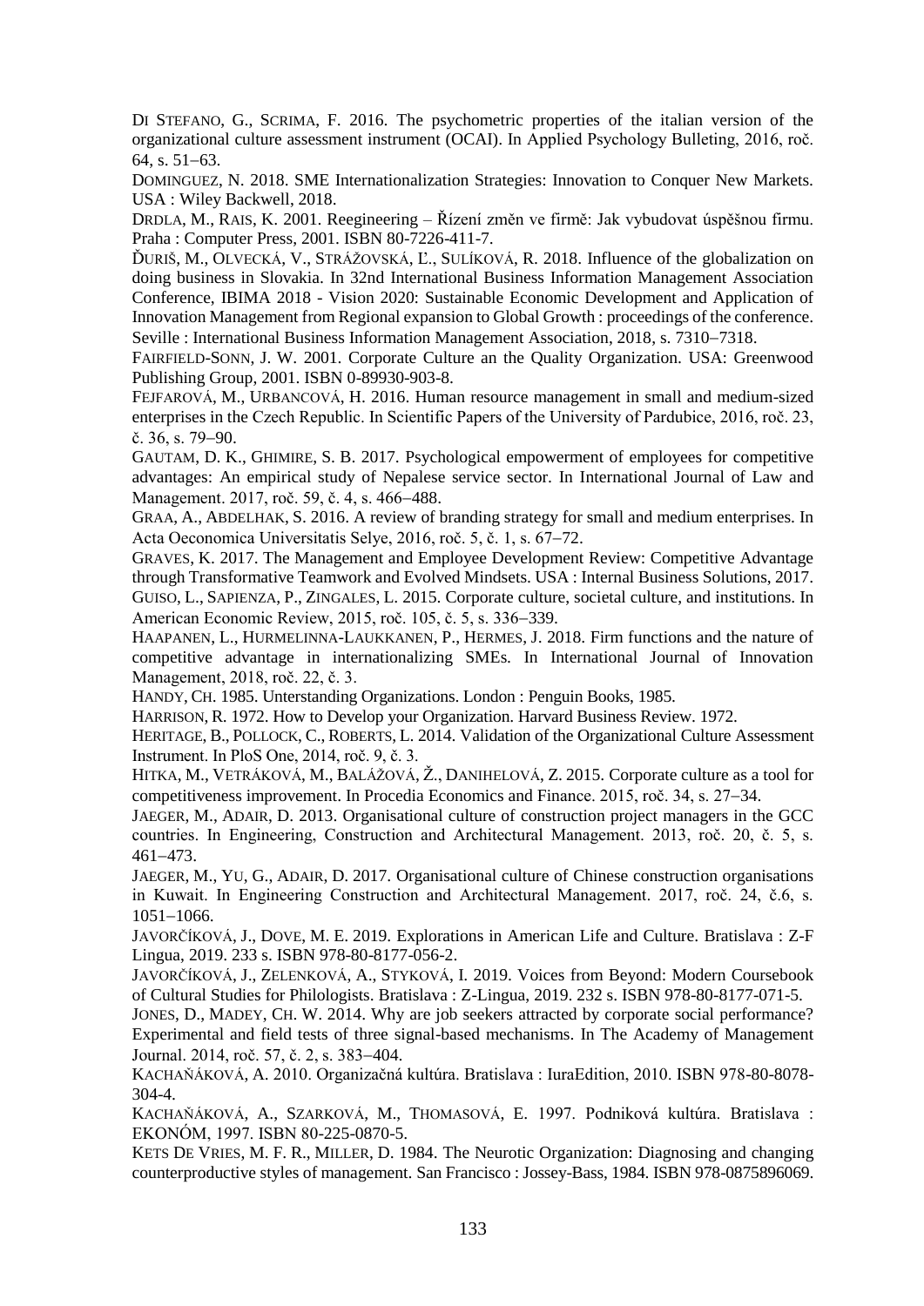DI STEFANO, G., SCRIMA, F. 2016. The psychometric properties of the italian version of the organizational culture assessment instrument (OCAI). In Applied Psychology Bulleting, 2016, roč. 64, s. 51−63.

DOMINGUEZ, N. 2018. SME Internationalization Strategies: Innovation to Conquer New Markets. USA : Wiley Backwell, 2018.

DRDLA, M., RAIS, K. 2001. Reegineering – Řízení změn ve firmě: Jak vybudovat úspěšnou firmu. Praha : Computer Press, 2001. ISBN 80-7226-411-7.

ĎURIŠ, M., OLVECKÁ, V., STRÁŽOVSKÁ, Ľ., SULÍKOVÁ, R. 2018. Influence of the globalization on doing business in Slovakia. In 32nd International Business Information Management Association Conference, IBIMA 2018 - Vision 2020: Sustainable Economic Development and Application of Innovation Management from Regional expansion to Global Growth : proceedings of the conference. Seville : International Business Information Management Association, 2018, s. 7310−7318.

FAIRFIELD-SONN, J. W. 2001. Corporate Culture an the Quality Organization. USA: Greenwood Publishing Group, 2001. ISBN 0-89930-903-8.

FEJFAROVÁ, M., URBANCOVÁ, H. 2016. Human resource management in small and medium-sized enterprises in the Czech Republic. In Scientific Papers of the University of Pardubice, 2016, roč. 23, č. 36, s. 79−90.

GAUTAM, D. K., GHIMIRE, S. B. 2017. Psychological empowerment of employees for competitive advantages: An empirical study of Nepalese service sector. In International Journal of Law and Management. 2017, roč. 59, č. 4, s. 466−488.

GRAA, A., ABDELHAK, S. 2016. A review of branding strategy for small and medium enterprises. In Acta Oeconomica Universitatis Selye, 2016, roč. 5, č. 1, s. 67−72.

GRAVES, K. 2017. The Management and Employee Development Review: Competitive Advantage through Transformative Teamwork and Evolved Mindsets. USA : Internal Business Solutions, 2017.

GUISO, L., SAPIENZA, P., ZINGALES, L. 2015. Corporate culture, societal culture, and institutions. In American Economic Review, 2015, roč. 105, č. 5, s. 336−339.

HAAPANEN, L., HURMELINNA-LAUKKANEN, P., HERMES, J. 2018. Firm functions and the nature of competitive advantage in internationalizing SMEs. In International Journal of Innovation Management, 2018, roč. 22, č. 3.

HANDY, CH. 1985. Unterstanding Organizations. London : Penguin Books, 1985.

HARRISON, R. 1972. How to Develop your Organization. Harvard Business Review. 1972.

HERITAGE, B., POLLOCK, C., ROBERTS, L. 2014. Validation of the Organizational Culture Assessment Instrument. In PloS One, 2014, roč. 9, č. 3.

HITKA, M., VETRÁKOVÁ, M., BALÁŽOVÁ, Ž., DANIHELOVÁ, Z. 2015. Corporate culture as a tool for competitiveness improvement. In Procedia Economics and Finance. 2015, roč. 34, s. 27−34.

JAEGER, M., ADAIR, D. 2013. Organisational culture of construction project managers in the GCC countries. In Engineering, Construction and Architectural Management. 2013, roč. 20, č. 5, s. 461−473.

JAEGER, M., YU, G., ADAIR, D. 2017. Organisational culture of Chinese construction organisations in Kuwait. In Engineering Construction and Architectural Management. 2017, roč. 24, č.6, s. 1051−1066.

JAVORČÍKOVÁ, J., DOVE, M. E. 2019. Explorations in American Life and Culture. Bratislava : Z-F Lingua, 2019. 233 s. ISBN 978-80-8177-056-2.

JAVORČÍKOVÁ, J., ZELENKOVÁ, A., STYKOVÁ, I. 2019. Voices from Beyond: Modern Coursebook of Cultural Studies for Philologists. Bratislava : Z-Lingua, 2019. 232 s. ISBN 978-80-8177-071-5.

JONES, D., MADEY, CH. W. 2014. Why are job seekers attracted by corporate social performance? Experimental and field tests of three signal-based mechanisms. In The Academy of Management Journal. 2014, roč. 57, č. 2, s. 383−404.

KACHAŇÁKOVÁ, A. 2010. Organizačná kultúra. Bratislava : IuraEdition, 2010. ISBN 978-80-8078-304-4.

KACHAŇÁKOVÁ, A., SZARKOVÁ, M., THOMASOVÁ, E. 1997. Podniková kultúra. Bratislava : EKONÓM, 1997. ISBN 80-225-0870-5.

KETS DE VRIES, M. F. R., MILLER, D. 1984. The Neurotic Organization: Diagnosing and changing counterproductive styles of management. San Francisco : Jossey-Bass, 1984. ISBN 978-0875896069.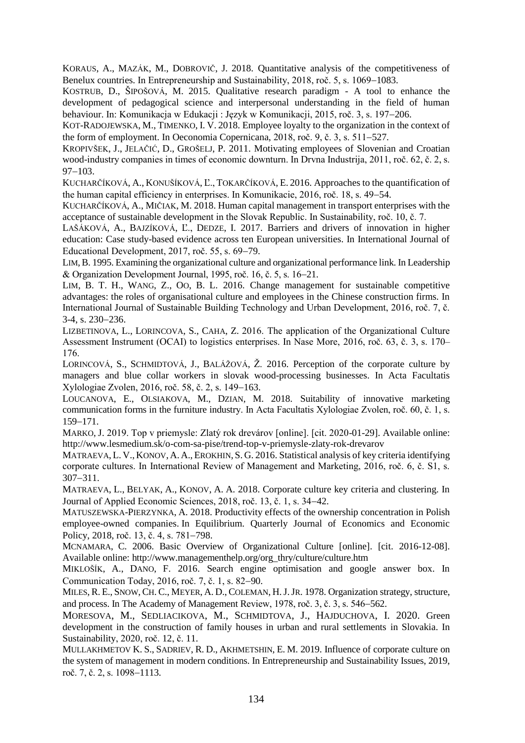KORAUS, A., MAZÁK, M., DOBROVIČ, J. 2018. Quantitative analysis of the competitiveness of Benelux countries. In Entrepreneurship and Sustainability, 2018, roč. 5, s. 1069–1083.

KOSTRUB, D., ŠIPOŠOVÁ, M. 2015. Qualitative research paradigm - A tool to enhance the development of pedagogical science and interpersonal understanding in the field of human behaviour. In: Komunikacja w Edukacji : Język w Komunikacji, 2015, roč. 3, s. 197–206.

KOT-RADOJEWSKA, M., TIMENKO, I. V. 2018. Employee loyalty to the organization in the context of the form of employment. In Oeconomia Copernicana, 2018, roč. 9, č. 3, s. 511–527.

KROPIVŠEK, J., JELAČIĆ, D., GROŠELJ, P. 2011. Motivating employees of Slovenian and Croatian wood-industry companies in times of economic downturn. In Drvna Industrija, 2011, roč. 62, č. 2, s. 97–103.

KUCHARČÍKOVÁ, A., KONUŠÍKOVÁ, Ľ., TOKARČÍKOVÁ, E. 2016. Approaches to the quantification of the human capital efficiency in enterprises. In Komunikacie, 2016, roč. 18, s. 49–54.

KUCHARČÍKOVÁ, A., MIČIAK, M. 2018. Human capital management in transport enterprises with the acceptance of sustainable development in the Slovak Republic. In Sustainability, roč. 10, č. 7.

LAŠÁKOVÁ, A., BAJZÍKOVÁ, Ľ., DEDZE, I. 2017. Barriers and drivers of innovation in higher education: Case study-based evidence across ten European universities. In International Journal of Educational Development, 2017, roč. 55, s. 69–79.

LIM, B. 1995. Examining the organizational culture and organizational performance link. In Leadership & Organization Development Journal, 1995, roč. 16, č. 5, s. 16–21.

LIM, B. T. H., WANG, Z., OO, B. L. 2016. Change management for sustainable competitive advantages: the roles of organisational culture and employees in the Chinese construction firms. In International Journal of Sustainable Building Technology and Urban Development, 2016, roč. 7, č. 3-4, s. 230–236.

LIZBETINOVA, L., LORINCOVA, S., CAHA, Z. 2016. The application of the Organizational Culture Assessment Instrument (OCAI) to logistics enterprises. In Nase More, 2016, roč. 63, č. 3, s. 170–176.

LORINCOVÁ, S., SCHMIDTOVÁ, J., BALÁŽOVÁ, Ž. 2016. Perception of the corporate culture by managers and blue collar workers in slovak wood-processing businesses. In Acta Facultatis Xylologiae Zvolen, 2016, roč. 58, č. 2, s. 149–163.

LOUCANOVA, E., OLSIAKOVA, M., DZIAN, M. 2018. Suitability of innovative marketing communication forms in the furniture industry. In Acta Facultatis Xylologiae Zvolen, roč. 60, č. 1, s. 159–171.

MARKO, J. 2019. Top v priemysle: Zlatý rok drevárov [online]. [cit. 2020-01-29]. Available online: http://www.lesmedium.sk/o-com-sa-pise/trend-top-v-priemysle-zlaty-rok-drevarov

MATRAEVA, L. V., KONOV, A. A., EROKHIN, S. G. 2016. Statistical analysis of key criteria identifying corporate cultures. In International Review of Management and Marketing, 2016, roč. 6, č. S1, s. 307–311.

MATRAEVA, L., BELYAK, A., KONOV, A. A. 2018. Corporate culture key criteria and clustering. In Journal of Applied Economic Sciences, 2018, roč. 13, č. 1, s. 34–42.

MATUSZEWSKA-PIERZYNKA, A. 2018. Productivity effects of the ownership concentration in Polish employee-owned companies. In Equilibrium. Quarterly Journal of Economics and Economic Policy, 2018, roč. 13, č. 4, s. 781–798.

MCNAMARA, C. 2006. Basic Overview of Organizational Culture [online]. [cit. 2016-12-08]. Available online: http://www.managementhelp.org/org_thry/culture/culture.htm

MIKLOŠÍK, A., DANO, F. 2016. Search engine optimisation and google answer box. In Communication Today, 2016, roč. 7, č. 1, s. 82–90.

MILES, R. E., SNOW, CH. C., MEYER, A. D., COLEMAN, H. J. JR. 1978. Organization strategy, structure, and process. In The Academy of Management Review, 1978, roč. 3, č. 3, s. 546–562.

MORESOVA, M., SEDLIACIKOVA, M., SCHMIDTOVA, J., HAJDUCHOVA, I. 2020. Green development in the construction of family houses in urban and rural settlements in Slovakia. In Sustainability, 2020, roč. 12, č. 11.

MULLAKHMETOV K. S., SADRIEV, R. D., AKHMETSHIN, E. M. 2019. Influence of corporate culture on the system of management in modern conditions. In Entrepreneurship and Sustainability Issues, 2019, roč. 7, č. 2, s. 1098–1113.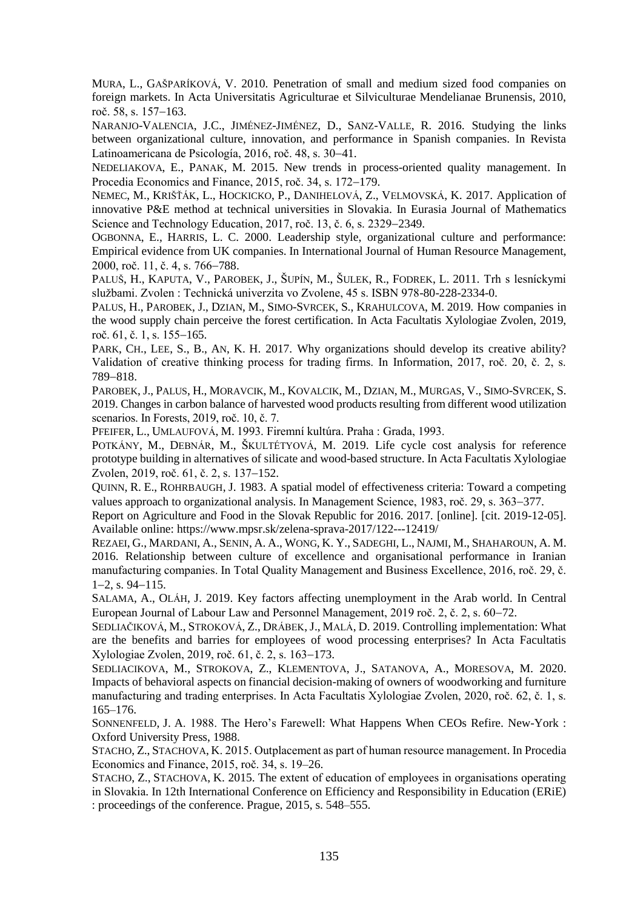MURA, L., GAŠPARÍKOVÁ, V. 2010. Penetration of small and medium sized food companies on foreign markets. In Acta Universitatis Agriculturae et Silviculturae Mendelianae Brunensis, 2010, roč. 58, s. 157–163.

NARANJO-VALENCIA, J.C., JIMÉNEZ-JIMÉNEZ, D., SANZ-VALLE, R. 2016. Studying the links between organizational culture, innovation, and performance in Spanish companies. In Revista Latinoamericana de Psicología, 2016, roč. 48, s. 30–41.

NEDELIAKOVA, E., PANAK, M. 2015. New trends in process-oriented quality management. In Procedia Economics and Finance, 2015, roč. 34, s. 172–179.

NEMEC, M., KRIŠŤÁK, L., HOCKICKO, P., DANIHELOVÁ, Z., VELMOVSKÁ, K. 2017. Application of innovative P&E method at technical universities in Slovakia. In Eurasia Journal of Mathematics Science and Technology Education, 2017, roč. 13, č. 6, s. 2329–2349.

OGBONNA, E., HARRIS, L. C. 2000. Leadership style, organizational culture and performance: Empirical evidence from UK companies. In International Journal of Human Resource Management, 2000, roč. 11, č. 4, s. 766–788.

PALUŠ, H., KAPUTA, V., PAROBEK, J., ŠUPÍN, M., ŠULEK, R., FODREK, L. 2011. Trh s lesníckymi službami. Zvolen : Technická univerzita vo Zvolene, 45 s. ISBN 978-80-228-2334-0.

PALUS, H., PAROBEK, J., DZIAN, M., SIMO-SVRCEK, S., KRAHULCOVA, M. 2019. How companies in the wood supply chain perceive the forest certification. In Acta Facultatis Xylologiae Zvolen, 2019, roč. 61, č. 1, s. 155–165.

PARK, CH., LEE, S., B., AN, K. H. 2017. Why organizations should develop its creative ability? Validation of creative thinking process for trading firms. In Information, 2017, roč. 20, č. 2, s. 789–818.

PAROBEK, J., PALUS, H., MORAVCIK, M., KOVALCIK, M., DZIAN, M., MURGAS, V., SIMO-SVRCEK, S. 2019. Changes in carbon balance of harvested wood products resulting from different wood utilization scenarios. In Forests, 2019, roč. 10, č. 7.

PFEIFER, L., UMLAUFOVÁ, M. 1993. Firemní kultúra. Praha : Grada, 1993.

POTKÁNY, M., DEBNÁR, M., ŠKULTÉTYOVÁ, M. 2019. Life cycle cost analysis for reference prototype building in alternatives of silicate and wood-based structure. In Acta Facultatis Xylologiae Zvolen, 2019, roč. 61, č. 2, s. 137–152.

QUINN, R. E., ROHRBAUGH, J. 1983. A spatial model of effectiveness criteria: Toward a competing values approach to organizational analysis. In Management Science, 1983, roč. 29, s. 363–377.

Report on Agriculture and Food in the Slovak Republic for 2016. 2017. [online]. [cit. 2019-12-05]. Available online: https://www.mpsr.sk/zelena-sprava-2017/122---12419/

REZAEI, G., MARDANI, A., SENIN, A. A., WONG, K. Y., SADEGHI, L., NAJMI, M., SHAHAROUN, A. M. 2016. Relationship between culture of excellence and organisational performance in Iranian manufacturing companies. In Total Quality Management and Business Excellence, 2016, roč. 29, č. 1–2, s. 94–115.

SALAMA, A., OLÁH, J. 2019. Key factors affecting unemployment in the Arab world. In Central European Journal of Labour Law and Personnel Management, 2019 roč. 2, č. 2, s. 60–72.

SEDLIAČIKOVÁ, M., STROKOVÁ, Z., DRÁBEK, J., MALÁ, D. 2019. Controlling implementation: What are the benefits and barries for employees of wood processing enterprises? In Acta Facultatis Xylologiae Zvolen, 2019, roč. 61, č. 2, s. 163–173.

SEDLIACIKOVA, M., STROKOVA, Z., KLEMENTOVA, J., SATANOVA, A., MORESOVA, M. 2020. Impacts of behavioral aspects on financial decision-making of owners of woodworking and furniture manufacturing and trading enterprises. In Acta Facultatis Xylologiae Zvolen, 2020, roč. 62, č. 1, s. 165–176.

SONNENFELD, J. A. 1988. The Hero's Farewell: What Happens When CEOs Refire. New-York : Oxford University Press, 1988.

STACHO, Z., STACHOVA, K. 2015. Outplacement as part of human resource management. In Procedia Economics and Finance, 2015, roč. 34, s. 19–26.

STACHO, Z., STACHOVA, K. 2015. The extent of education of employees in organisations operating in Slovakia. In 12th International Conference on Efficiency and Responsibility in Education (ERiE) : proceedings of the conference. Prague, 2015, s. 548–555.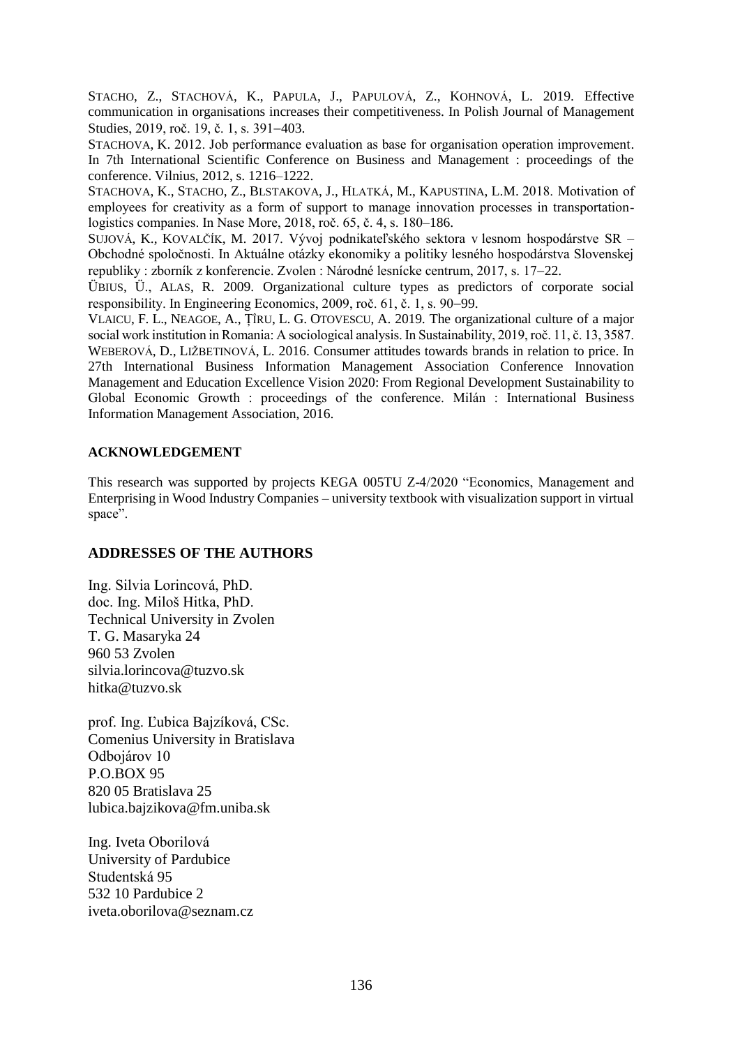STACHO, Z., STACHOVÁ, K., PAPULA, J., PAPULOVÁ, Z., KOHNOVÁ, L. 2019. Effective communication in organisations increases their competitiveness. In Polish Journal of Management Studies, 2019, roč. 19, č. 1, s. 391–403.

STACHOVA, K. 2012. Job performance evaluation as base for organisation operation improvement. In 7th International Scientific Conference on Business and Management : proceedings of the conference. Vilnius, 2012, s. 1216–1222.

STACHOVA, K., STACHO, Z., BLSTAKOVA, J., HLATKÁ, M., KAPUSTINA, L.M. 2018. Motivation of employees for creativity as a form of support to manage innovation processes in transportation-logistics companies. In Nase More, 2018, roč. 65, č. 4, s. 180–186.

SUJOVÁ, K., KOVALČÍK, M. 2017. Vývoj podnikateľského sektora v lesnom hospodárstve SR – Obchodné spoločnosti. In Aktuálne otázky ekonomiky a politiky lesného hospodárstva Slovenskej republiky : zborník z konferencie. Zvolen : Národné lesnícke centrum, 2017, s. 17–22.

ÜBIUS, Ü., ALAS, R. 2009. Organizational culture types as predictors of corporate social responsibility. In Engineering Economics, 2009, roč. 61, č. 1, s. 90–99.

VLAICU, F. L., NEAGOE, A., ȚÎRU, L. G. OTOVESCU, A. 2019. The organizational culture of a major social work institution in Romania: A sociological analysis. In Sustainability, 2019, roč. 11, č. 13, 3587.

WEBEROVÁ, D., LIŽBETINOVÁ, L. 2016. Consumer attitudes towards brands in relation to price. In 27th International Business Information Management Association Conference Innovation Management and Education Excellence Vision 2020: From Regional Development Sustainability to Global Economic Growth : proceedings of the conference. Milán : International Business Information Management Association, 2016.

**ACKNOWLEDGEMENT**

This research was supported by projects KEGA 005TU Z-4/2020 "Economics, Management and Enterprising in Wood Industry Companies – university textbook with visualization support in virtual space".

## ADDRESSES OF THE AUTHORS

Ing. Silvia Lorincová, PhD.
doc. Ing. Miloš Hitka, PhD.
Technical University in Zvolen
T. G. Masaryka 24
960 53 Zvolen
silvia.lorincova@tuzvo.sk
hitka@tuzvo.sk

prof. Ing. Ľubica Bajzíková, CSc.
Comenius University in Bratislava
Odbojárov 10
P.O.BOX 95
820 05 Bratislava 25
lubica.bajzikova@fm.uniba.sk

Ing. Iveta Oborilová
University of Pardubice
Studentská 95
532 10 Pardubice 2
iveta.oborilova@seznam.cz